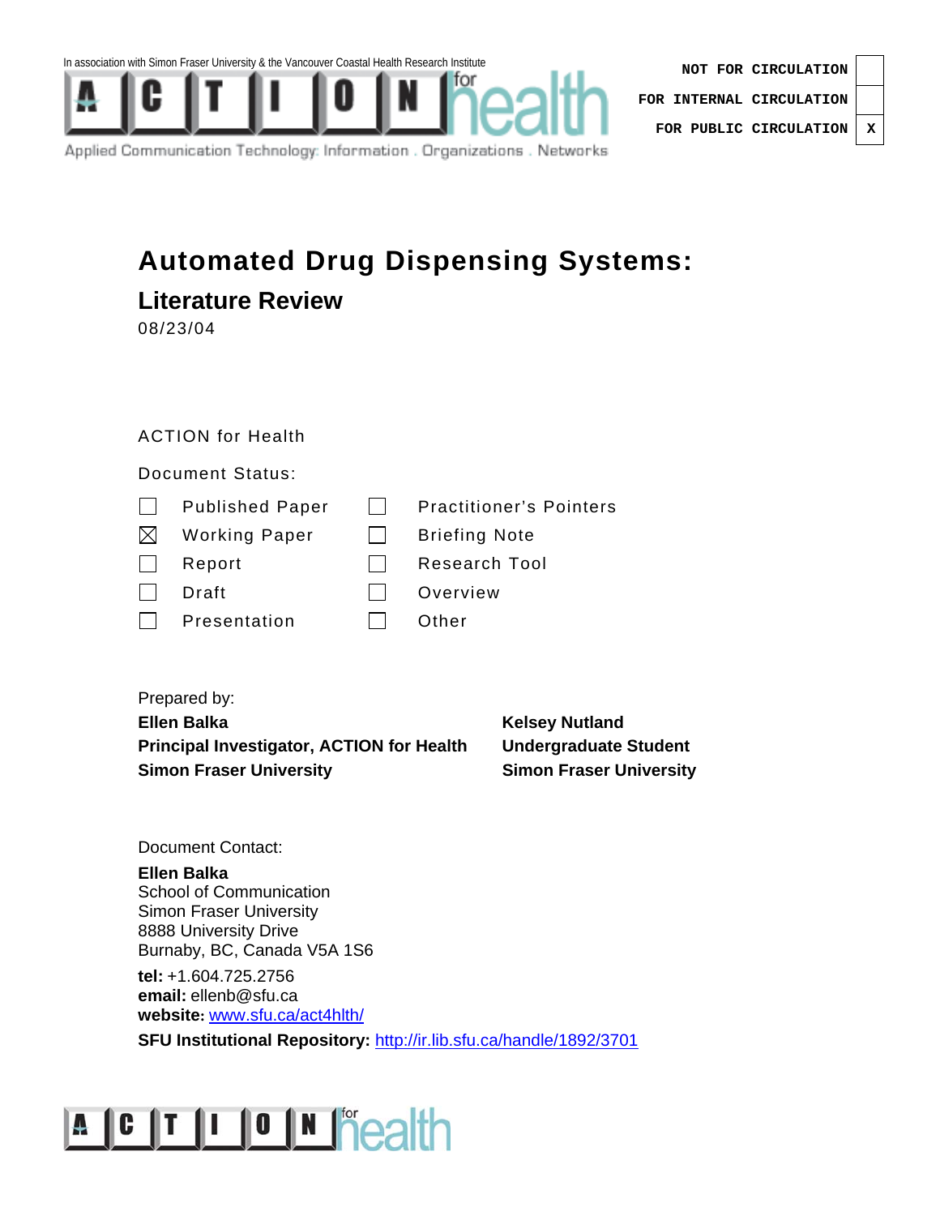In association with Simon Fraser University & the Vancouver Coastal Health Research Institute

ACTION for health

Applied Communication Technology: Information . Organizations . Networks

| | |
|---|---|
| NOT FOR CIRCULATION | |
| FOR INTERNAL CIRCULATION | |
| FOR PUBLIC CIRCULATION | X |

# Automated Drug Dispensing Systems:

## Literature Review

08/23/04

ACTION for Health

Document Status:

| | | | |
|---|---|---|---|
| ☐ | Published Paper | ☐ | Practitioner's Pointers |
| ☒ | Working Paper | ☐ | Briefing Note |
| ☐ | Report | ☐ | Research Tool |
| ☐ | Draft | ☐ | Overview |
| ☐ | Presentation | ☐ | Other |

Prepared by:

**Ellen Balka**
**Principal Investigator, ACTION for Health**
**Simon Fraser University**

**Kelsey Nutland**
**Undergraduate Student**
**Simon Fraser University**

Document Contact:

**Ellen Balka**
School of Communication
Simon Fraser University
8888 University Drive
Burnaby, BC, Canada V5A 1S6

**tel:** +1.604.725.2756
**email:** ellenb@sfu.ca
**website:** www.sfu.ca/act4hlth/

**SFU Institutional Repository:** http://ir.lib.sfu.ca/handle/1892/3701

ACTION for health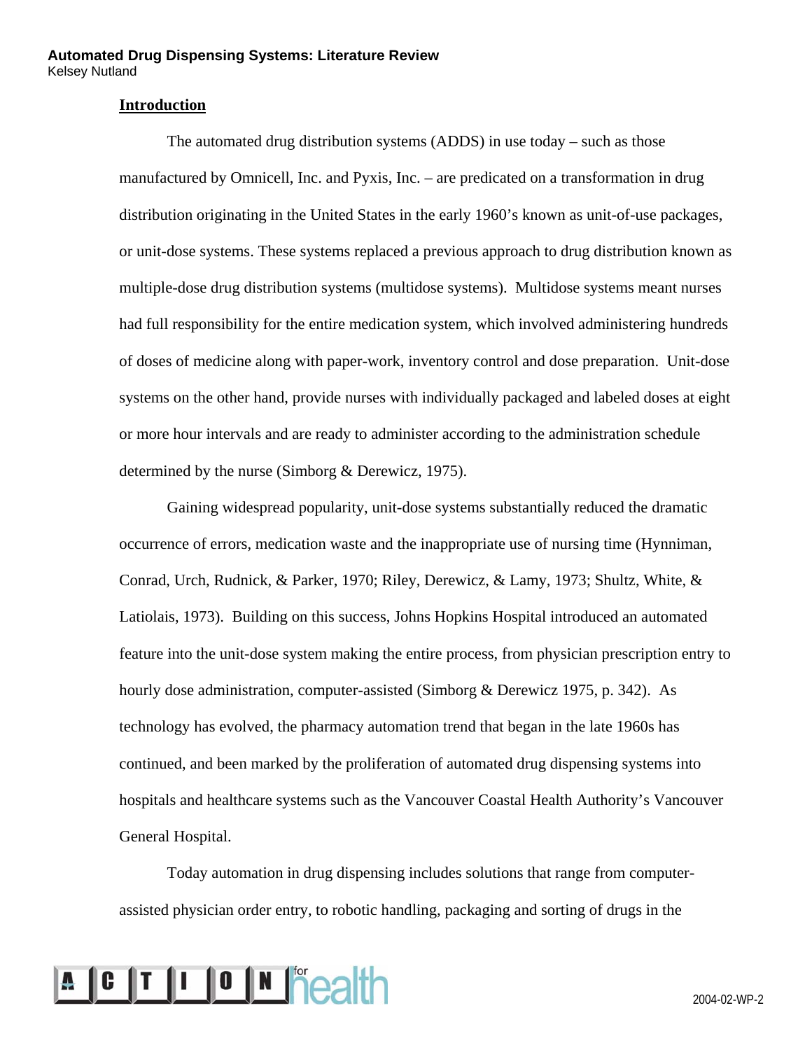## Introduction

The automated drug distribution systems (ADDS) in use today – such as those manufactured by Omnicell, Inc. and Pyxis, Inc. – are predicated on a transformation in drug distribution originating in the United States in the early 1960's known as unit-of-use packages, or unit-dose systems. These systems replaced a previous approach to drug distribution known as multiple-dose drug distribution systems (multidose systems). Multidose systems meant nurses had full responsibility for the entire medication system, which involved administering hundreds of doses of medicine along with paper-work, inventory control and dose preparation. Unit-dose systems on the other hand, provide nurses with individually packaged and labeled doses at eight or more hour intervals and are ready to administer according to the administration schedule determined by the nurse (Simborg & Derewicz, 1975).

Gaining widespread popularity, unit-dose systems substantially reduced the dramatic occurrence of errors, medication waste and the inappropriate use of nursing time (Hynniman, Conrad, Urch, Rudnick, & Parker, 1970; Riley, Derewicz, & Lamy, 1973; Shultz, White, & Latiolais, 1973). Building on this success, Johns Hopkins Hospital introduced an automated feature into the unit-dose system making the entire process, from physician prescription entry to hourly dose administration, computer-assisted (Simborg & Derewicz 1975, p. 342). As technology has evolved, the pharmacy automation trend that began in the late 1960s has continued, and been marked by the proliferation of automated drug dispensing systems into hospitals and healthcare systems such as the Vancouver Coastal Health Authority's Vancouver General Hospital.

Today automation in drug dispensing includes solutions that range from computer-assisted physician order entry, to robotic handling, packaging and sorting of drugs in the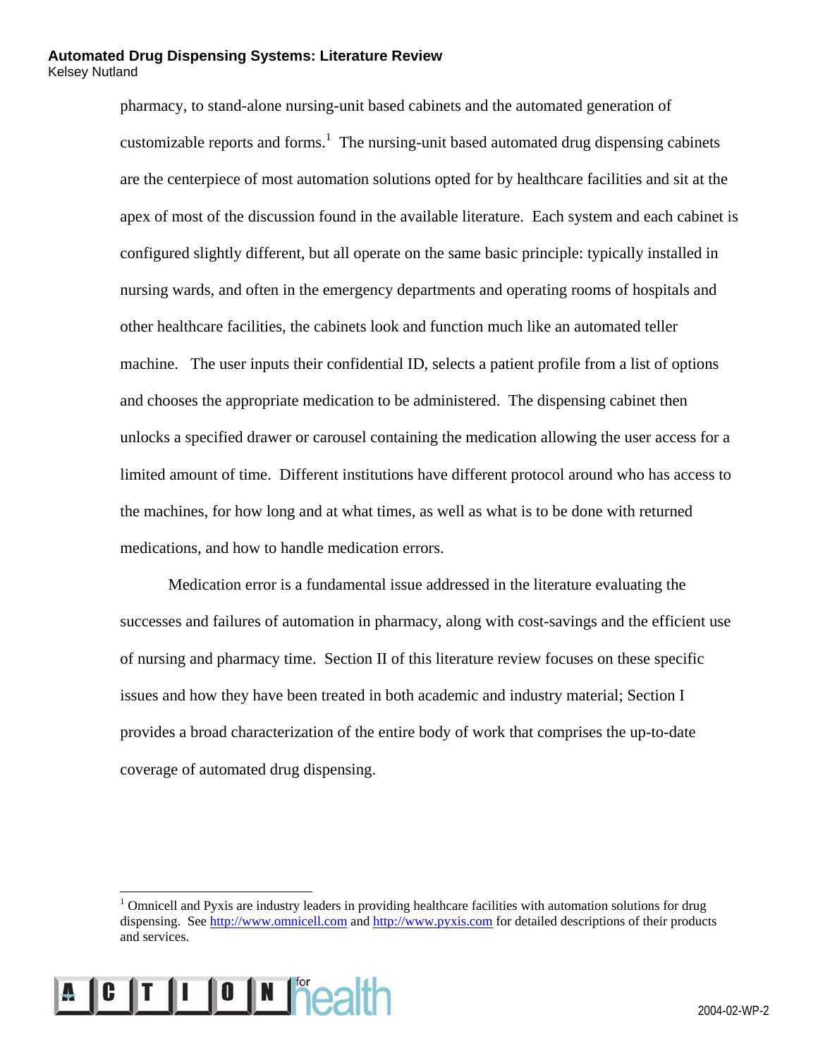pharmacy, to stand-alone nursing-unit based cabinets and the automated generation of customizable reports and forms.[1] The nursing-unit based automated drug dispensing cabinets are the centerpiece of most automation solutions opted for by healthcare facilities and sit at the apex of most of the discussion found in the available literature. Each system and each cabinet is configured slightly different, but all operate on the same basic principle: typically installed in nursing wards, and often in the emergency departments and operating rooms of hospitals and other healthcare facilities, the cabinets look and function much like an automated teller machine. The user inputs their confidential ID, selects a patient profile from a list of options and chooses the appropriate medication to be administered. The dispensing cabinet then unlocks a specified drawer or carousel containing the medication allowing the user access for a limited amount of time. Different institutions have different protocol around who has access to the machines, for how long and at what times, as well as what is to be done with returned medications, and how to handle medication errors.

Medication error is a fundamental issue addressed in the literature evaluating the successes and failures of automation in pharmacy, along with cost-savings and the efficient use of nursing and pharmacy time. Section II of this literature review focuses on these specific issues and how they have been treated in both academic and industry material; Section I provides a broad characterization of the entire body of work that comprises the up-to-date coverage of automated drug dispensing.

---

[1] Omnicell and Pyxis are industry leaders in providing healthcare facilities with automation solutions for drug dispensing. See http://www.omnicell.com and http://www.pyxis.com for detailed descriptions of their products and services.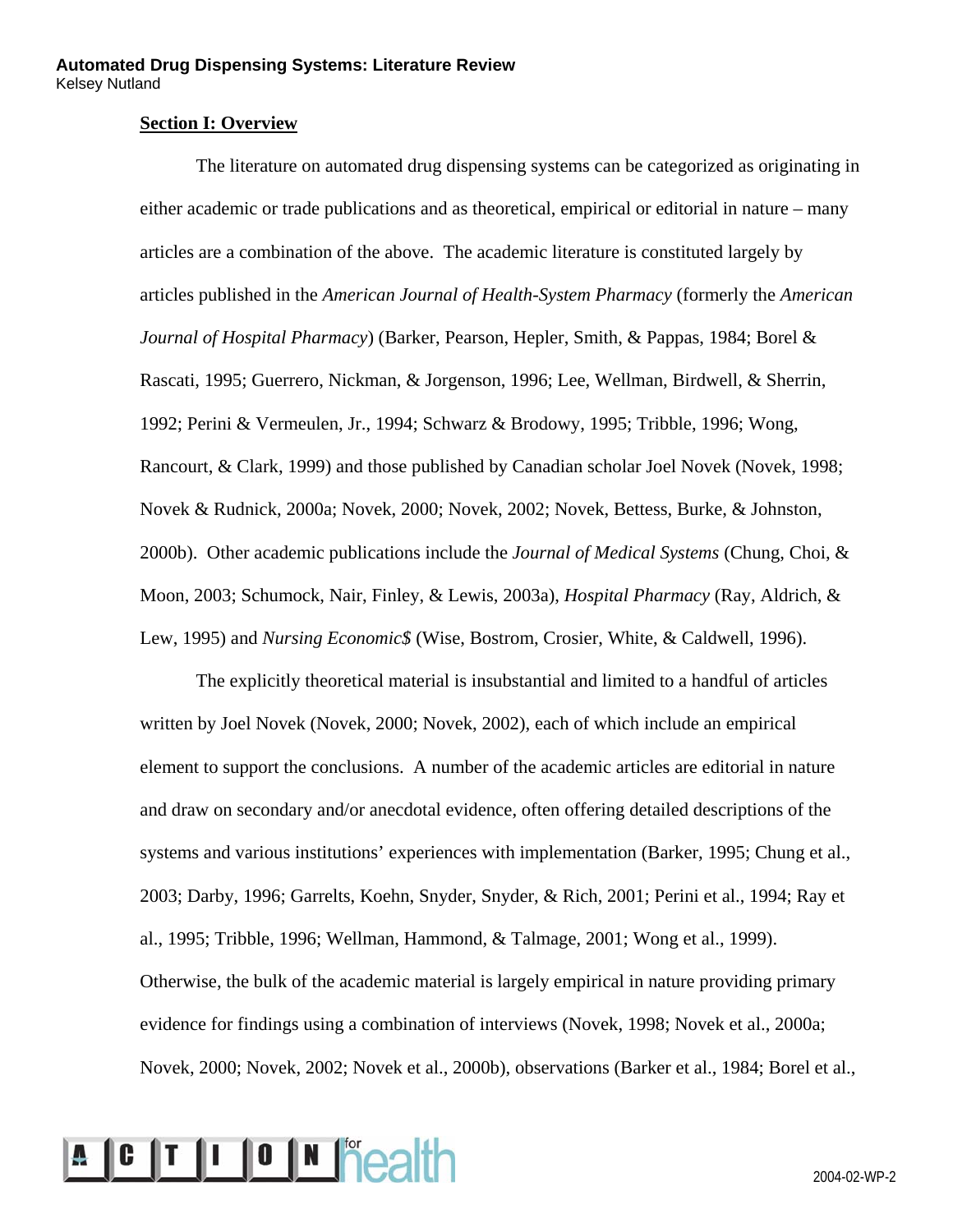## Section I: Overview

The literature on automated drug dispensing systems can be categorized as originating in either academic or trade publications and as theoretical, empirical or editorial in nature – many articles are a combination of the above. The academic literature is constituted largely by articles published in the *American Journal of Health-System Pharmacy* (formerly the *American Journal of Hospital Pharmacy*) (Barker, Pearson, Hepler, Smith, & Pappas, 1984; Borel & Rascati, 1995; Guerrero, Nickman, & Jorgenson, 1996; Lee, Wellman, Birdwell, & Sherrin, 1992; Perini & Vermeulen, Jr., 1994; Schwarz & Brodowy, 1995; Tribble, 1996; Wong, Rancourt, & Clark, 1999) and those published by Canadian scholar Joel Novek (Novek, 1998; Novek & Rudnick, 2000a; Novek, 2000; Novek, 2002; Novek, Bettess, Burke, & Johnston, 2000b). Other academic publications include the *Journal of Medical Systems* (Chung, Choi, & Moon, 2003; Schumock, Nair, Finley, & Lewis, 2003a), *Hospital Pharmacy* (Ray, Aldrich, & Lew, 1995) and *Nursing Economic$* (Wise, Bostrom, Crosier, White, & Caldwell, 1996).

The explicitly theoretical material is insubstantial and limited to a handful of articles written by Joel Novek (Novek, 2000; Novek, 2002), each of which include an empirical element to support the conclusions. A number of the academic articles are editorial in nature and draw on secondary and/or anecdotal evidence, often offering detailed descriptions of the systems and various institutions' experiences with implementation (Barker, 1995; Chung et al., 2003; Darby, 1996; Garrelts, Koehn, Snyder, Snyder, & Rich, 2001; Perini et al., 1994; Ray et al., 1995; Tribble, 1996; Wellman, Hammond, & Talmage, 2001; Wong et al., 1999). Otherwise, the bulk of the academic material is largely empirical in nature providing primary evidence for findings using a combination of interviews (Novek, 1998; Novek et al., 2000a; Novek, 2000; Novek, 2002; Novek et al., 2000b), observations (Barker et al., 1984; Borel et al.,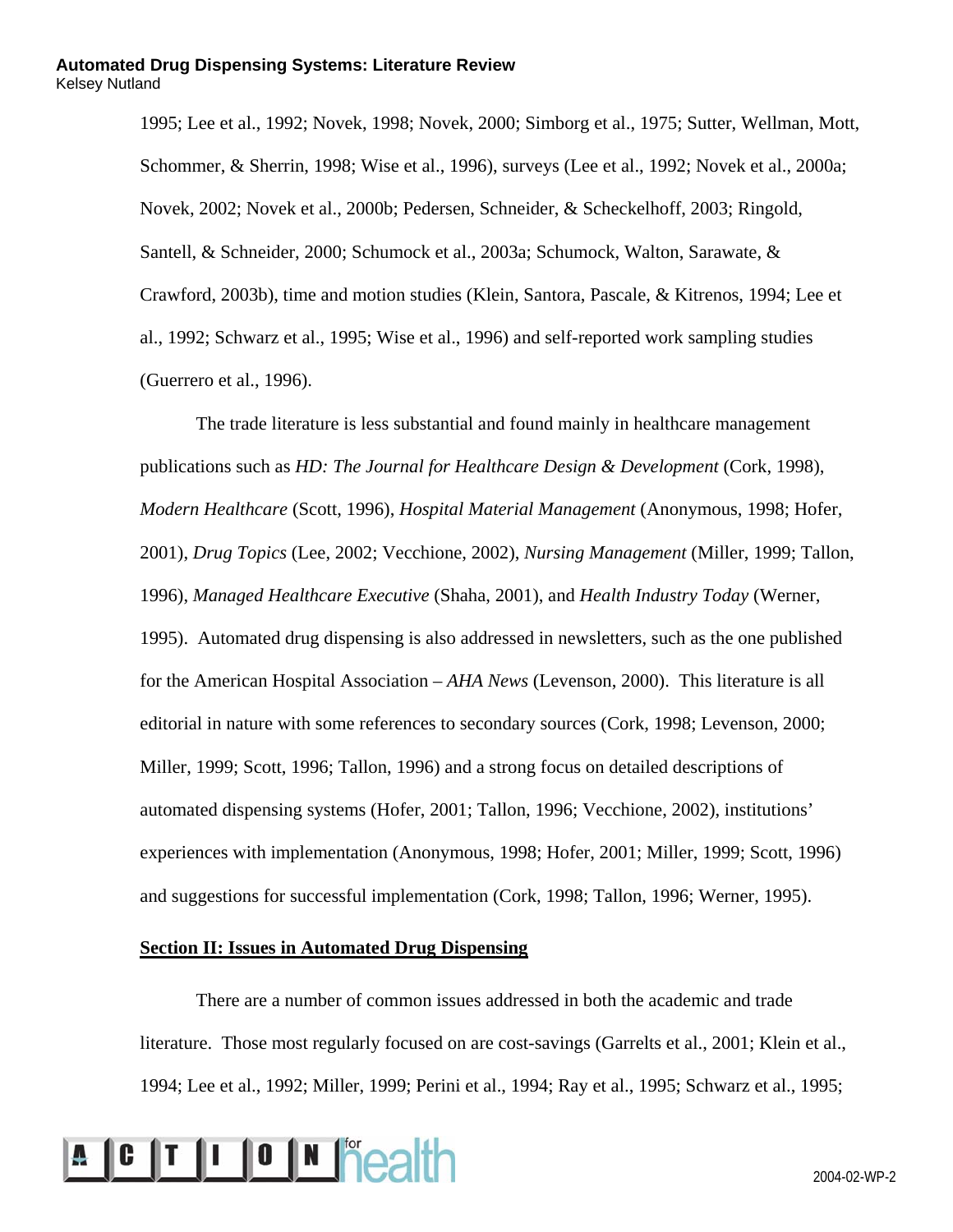1995; Lee et al., 1992; Novek, 1998; Novek, 2000; Simborg et al., 1975; Sutter, Wellman, Mott, Schommer, & Sherrin, 1998; Wise et al., 1996), surveys (Lee et al., 1992; Novek et al., 2000a; Novek, 2002; Novek et al., 2000b; Pedersen, Schneider, & Scheckelhoff, 2003; Ringold, Santell, & Schneider, 2000; Schumock et al., 2003a; Schumock, Walton, Sarawate, & Crawford, 2003b), time and motion studies (Klein, Santora, Pascale, & Kitrenos, 1994; Lee et al., 1992; Schwarz et al., 1995; Wise et al., 1996) and self-reported work sampling studies (Guerrero et al., 1996).

The trade literature is less substantial and found mainly in healthcare management publications such as *HD: The Journal for Healthcare Design & Development* (Cork, 1998), *Modern Healthcare* (Scott, 1996), *Hospital Material Management* (Anonymous, 1998; Hofer, 2001), *Drug Topics* (Lee, 2002; Vecchione, 2002), *Nursing Management* (Miller, 1999; Tallon, 1996), *Managed Healthcare Executive* (Shaha, 2001), and *Health Industry Today* (Werner, 1995). Automated drug dispensing is also addressed in newsletters, such as the one published for the American Hospital Association – *AHA News* (Levenson, 2000). This literature is all editorial in nature with some references to secondary sources (Cork, 1998; Levenson, 2000; Miller, 1999; Scott, 1996; Tallon, 1996) and a strong focus on detailed descriptions of automated dispensing systems (Hofer, 2001; Tallon, 1996; Vecchione, 2002), institutions' experiences with implementation (Anonymous, 1998; Hofer, 2001; Miller, 1999; Scott, 1996) and suggestions for successful implementation (Cork, 1998; Tallon, 1996; Werner, 1995).

## Section II: Issues in Automated Drug Dispensing

There are a number of common issues addressed in both the academic and trade literature. Those most regularly focused on are cost-savings (Garrelts et al., 2001; Klein et al., 1994; Lee et al., 1992; Miller, 1999; Perini et al., 1994; Ray et al., 1995; Schwarz et al., 1995;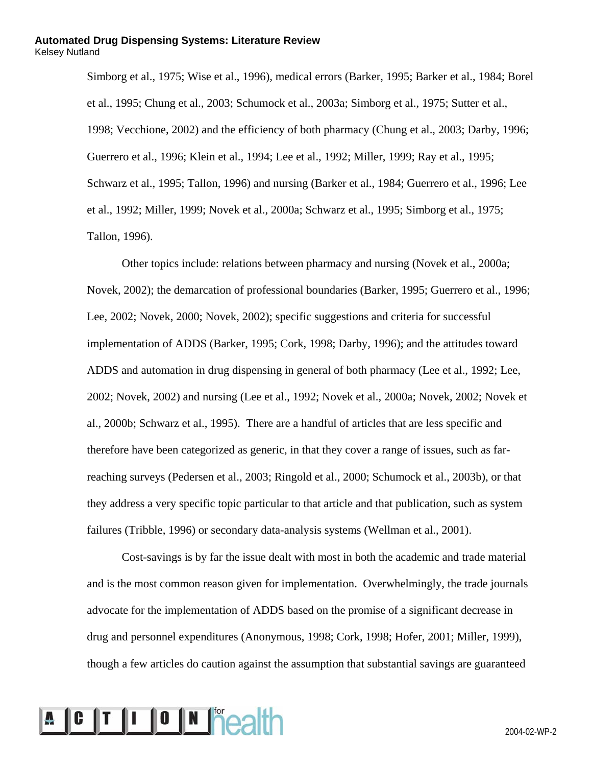Simborg et al., 1975; Wise et al., 1996), medical errors (Barker, 1995; Barker et al., 1984; Borel et al., 1995; Chung et al., 2003; Schumock et al., 2003a; Simborg et al., 1975; Sutter et al., 1998; Vecchione, 2002) and the efficiency of both pharmacy (Chung et al., 2003; Darby, 1996; Guerrero et al., 1996; Klein et al., 1994; Lee et al., 1992; Miller, 1999; Ray et al., 1995; Schwarz et al., 1995; Tallon, 1996) and nursing (Barker et al., 1984; Guerrero et al., 1996; Lee et al., 1992; Miller, 1999; Novek et al., 2000a; Schwarz et al., 1995; Simborg et al., 1975; Tallon, 1996).

Other topics include: relations between pharmacy and nursing (Novek et al., 2000a; Novek, 2002); the demarcation of professional boundaries (Barker, 1995; Guerrero et al., 1996; Lee, 2002; Novek, 2000; Novek, 2002); specific suggestions and criteria for successful implementation of ADDS (Barker, 1995; Cork, 1998; Darby, 1996); and the attitudes toward ADDS and automation in drug dispensing in general of both pharmacy (Lee et al., 1992; Lee, 2002; Novek, 2002) and nursing (Lee et al., 1992; Novek et al., 2000a; Novek, 2002; Novek et al., 2000b; Schwarz et al., 1995). There are a handful of articles that are less specific and therefore have been categorized as generic, in that they cover a range of issues, such as far-reaching surveys (Pedersen et al., 2003; Ringold et al., 2000; Schumock et al., 2003b), or that they address a very specific topic particular to that article and that publication, such as system failures (Tribble, 1996) or secondary data-analysis systems (Wellman et al., 2001).

Cost-savings is by far the issue dealt with most in both the academic and trade material and is the most common reason given for implementation. Overwhelmingly, the trade journals advocate for the implementation of ADDS based on the promise of a significant decrease in drug and personnel expenditures (Anonymous, 1998; Cork, 1998; Hofer, 2001; Miller, 1999), though a few articles do caution against the assumption that substantial savings are guaranteed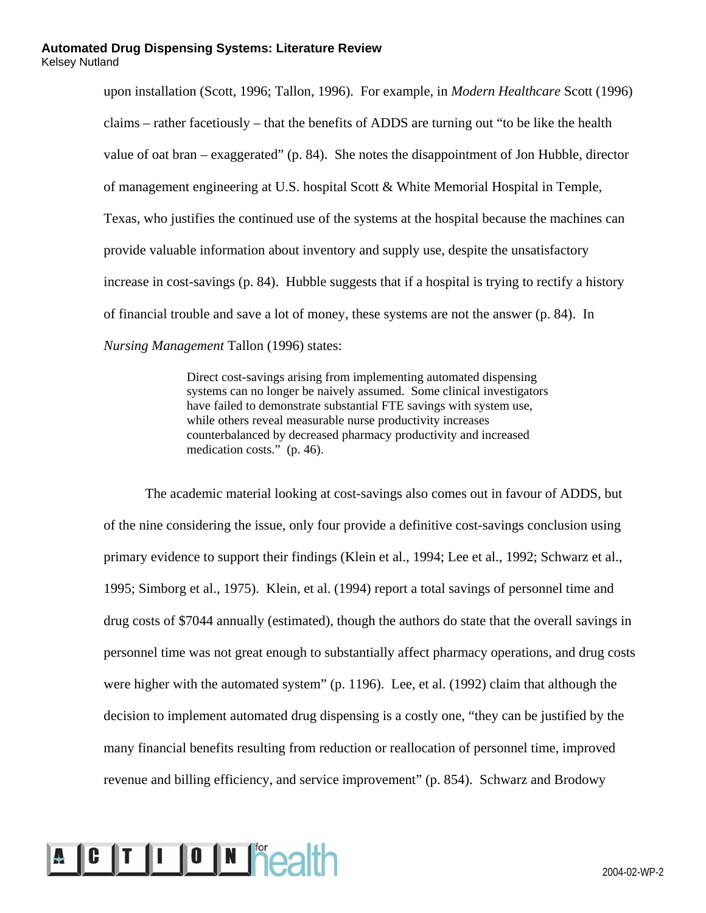upon installation (Scott, 1996; Tallon, 1996). For example, in *Modern Healthcare* Scott (1996) claims – rather facetiously – that the benefits of ADDS are turning out "to be like the health value of oat bran – exaggerated" (p. 84). She notes the disappointment of Jon Hubble, director of management engineering at U.S. hospital Scott & White Memorial Hospital in Temple, Texas, who justifies the continued use of the systems at the hospital because the machines can provide valuable information about inventory and supply use, despite the unsatisfactory increase in cost-savings (p. 84). Hubble suggests that if a hospital is trying to rectify a history of financial trouble and save a lot of money, these systems are not the answer (p. 84). In *Nursing Management* Tallon (1996) states:

> Direct cost-savings arising from implementing automated dispensing systems can no longer be naively assumed. Some clinical investigators have failed to demonstrate substantial FTE savings with system use, while others reveal measurable nurse productivity increases counterbalanced by decreased pharmacy productivity and increased medication costs." (p. 46).

The academic material looking at cost-savings also comes out in favour of ADDS, but of the nine considering the issue, only four provide a definitive cost-savings conclusion using primary evidence to support their findings (Klein et al., 1994; Lee et al., 1992; Schwarz et al., 1995; Simborg et al., 1975). Klein, et al. (1994) report a total savings of personnel time and drug costs of $7044 annually (estimated), though the authors do state that the overall savings in personnel time was not great enough to substantially affect pharmacy operations, and drug costs were higher with the automated system" (p. 1196). Lee, et al. (1992) claim that although the decision to implement automated drug dispensing is a costly one, "they can be justified by the many financial benefits resulting from reduction or reallocation of personnel time, improved revenue and billing efficiency, and service improvement" (p. 854). Schwarz and Brodowy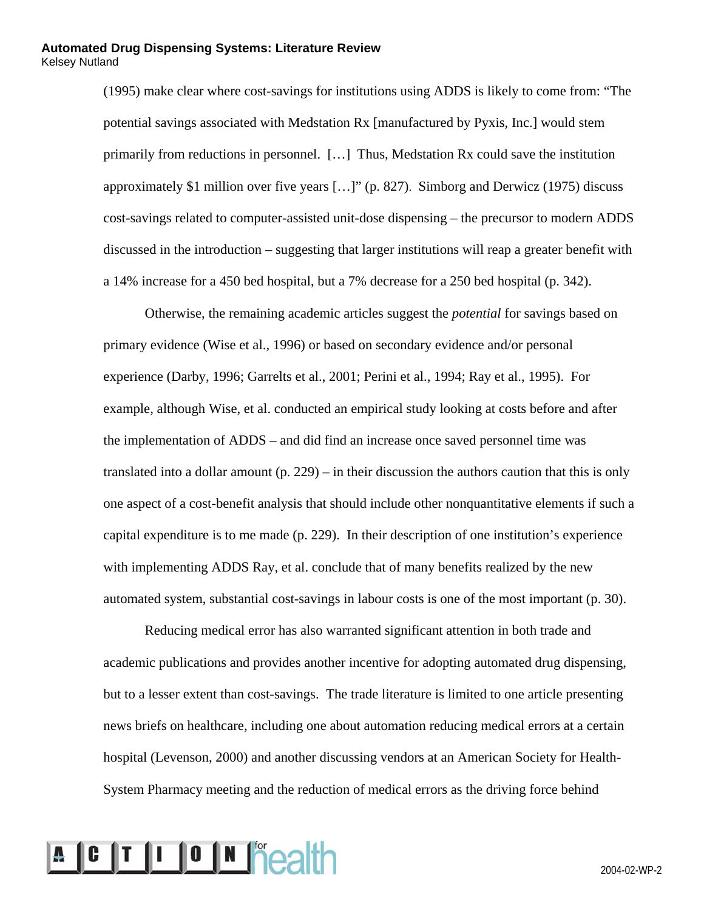(1995) make clear where cost-savings for institutions using ADDS is likely to come from: "The potential savings associated with Medstation Rx [manufactured by Pyxis, Inc.] would stem primarily from reductions in personnel. […] Thus, Medstation Rx could save the institution approximately $1 million over five years […]" (p. 827). Simborg and Derwicz (1975) discuss cost-savings related to computer-assisted unit-dose dispensing – the precursor to modern ADDS discussed in the introduction – suggesting that larger institutions will reap a greater benefit with a 14% increase for a 450 bed hospital, but a 7% decrease for a 250 bed hospital (p. 342).

Otherwise, the remaining academic articles suggest the *potential* for savings based on primary evidence (Wise et al., 1996) or based on secondary evidence and/or personal experience (Darby, 1996; Garrelts et al., 2001; Perini et al., 1994; Ray et al., 1995). For example, although Wise, et al. conducted an empirical study looking at costs before and after the implementation of ADDS – and did find an increase once saved personnel time was translated into a dollar amount (p. 229) – in their discussion the authors caution that this is only one aspect of a cost-benefit analysis that should include other nonquantitative elements if such a capital expenditure is to me made (p. 229). In their description of one institution's experience with implementing ADDS Ray, et al. conclude that of many benefits realized by the new automated system, substantial cost-savings in labour costs is one of the most important (p. 30).

Reducing medical error has also warranted significant attention in both trade and academic publications and provides another incentive for adopting automated drug dispensing, but to a lesser extent than cost-savings. The trade literature is limited to one article presenting news briefs on healthcare, including one about automation reducing medical errors at a certain hospital (Levenson, 2000) and another discussing vendors at an American Society for Health-System Pharmacy meeting and the reduction of medical errors as the driving force behind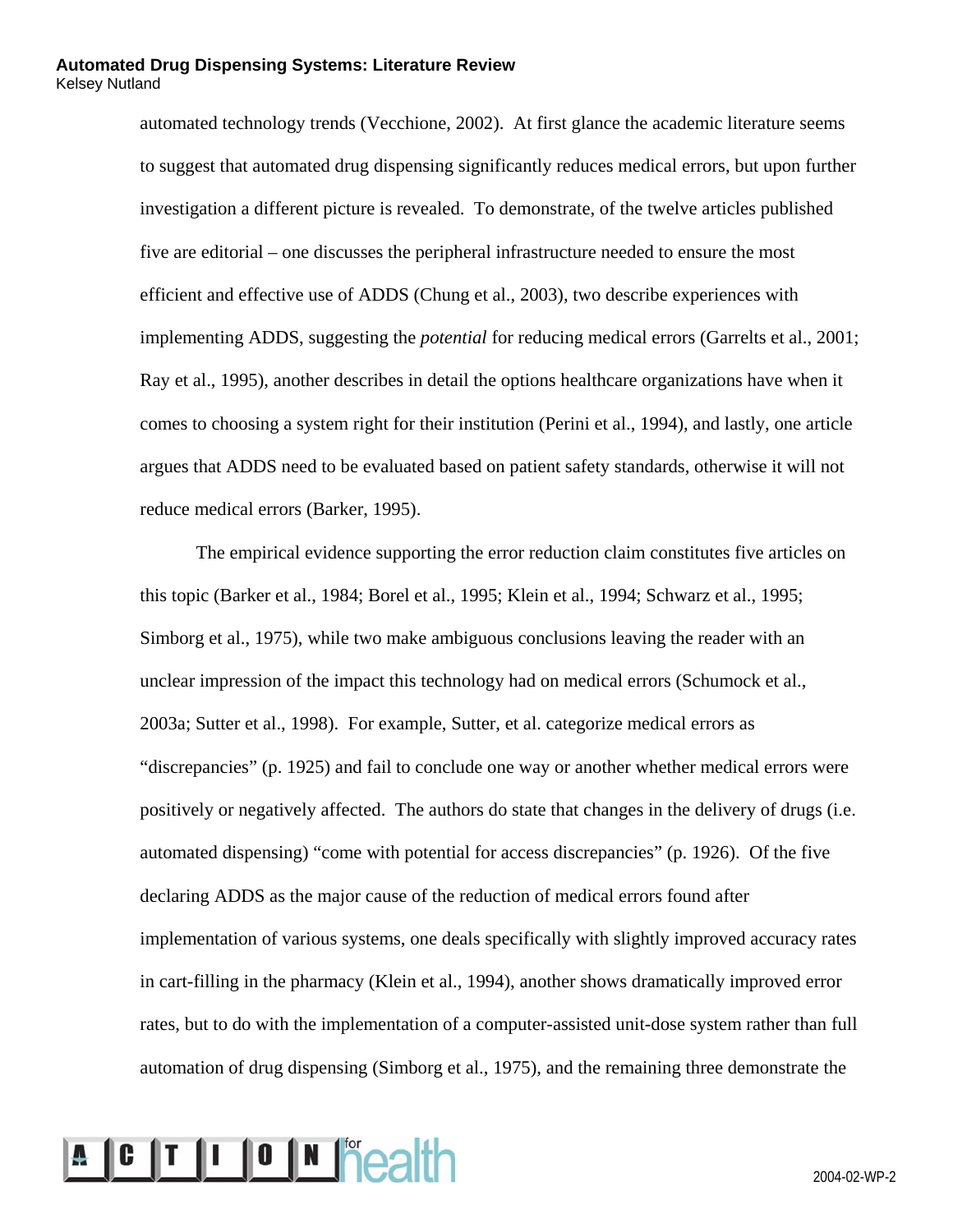automated technology trends (Vecchione, 2002). At first glance the academic literature seems to suggest that automated drug dispensing significantly reduces medical errors, but upon further investigation a different picture is revealed. To demonstrate, of the twelve articles published five are editorial – one discusses the peripheral infrastructure needed to ensure the most efficient and effective use of ADDS (Chung et al., 2003), two describe experiences with implementing ADDS, suggesting the *potential* for reducing medical errors (Garrelts et al., 2001; Ray et al., 1995), another describes in detail the options healthcare organizations have when it comes to choosing a system right for their institution (Perini et al., 1994), and lastly, one article argues that ADDS need to be evaluated based on patient safety standards, otherwise it will not reduce medical errors (Barker, 1995).

The empirical evidence supporting the error reduction claim constitutes five articles on this topic (Barker et al., 1984; Borel et al., 1995; Klein et al., 1994; Schwarz et al., 1995; Simborg et al., 1975), while two make ambiguous conclusions leaving the reader with an unclear impression of the impact this technology had on medical errors (Schumock et al., 2003a; Sutter et al., 1998). For example, Sutter, et al. categorize medical errors as "discrepancies" (p. 1925) and fail to conclude one way or another whether medical errors were positively or negatively affected. The authors do state that changes in the delivery of drugs (i.e. automated dispensing) "come with potential for access discrepancies" (p. 1926). Of the five declaring ADDS as the major cause of the reduction of medical errors found after implementation of various systems, one deals specifically with slightly improved accuracy rates in cart-filling in the pharmacy (Klein et al., 1994), another shows dramatically improved error rates, but to do with the implementation of a computer-assisted unit-dose system rather than full automation of drug dispensing (Simborg et al., 1975), and the remaining three demonstrate the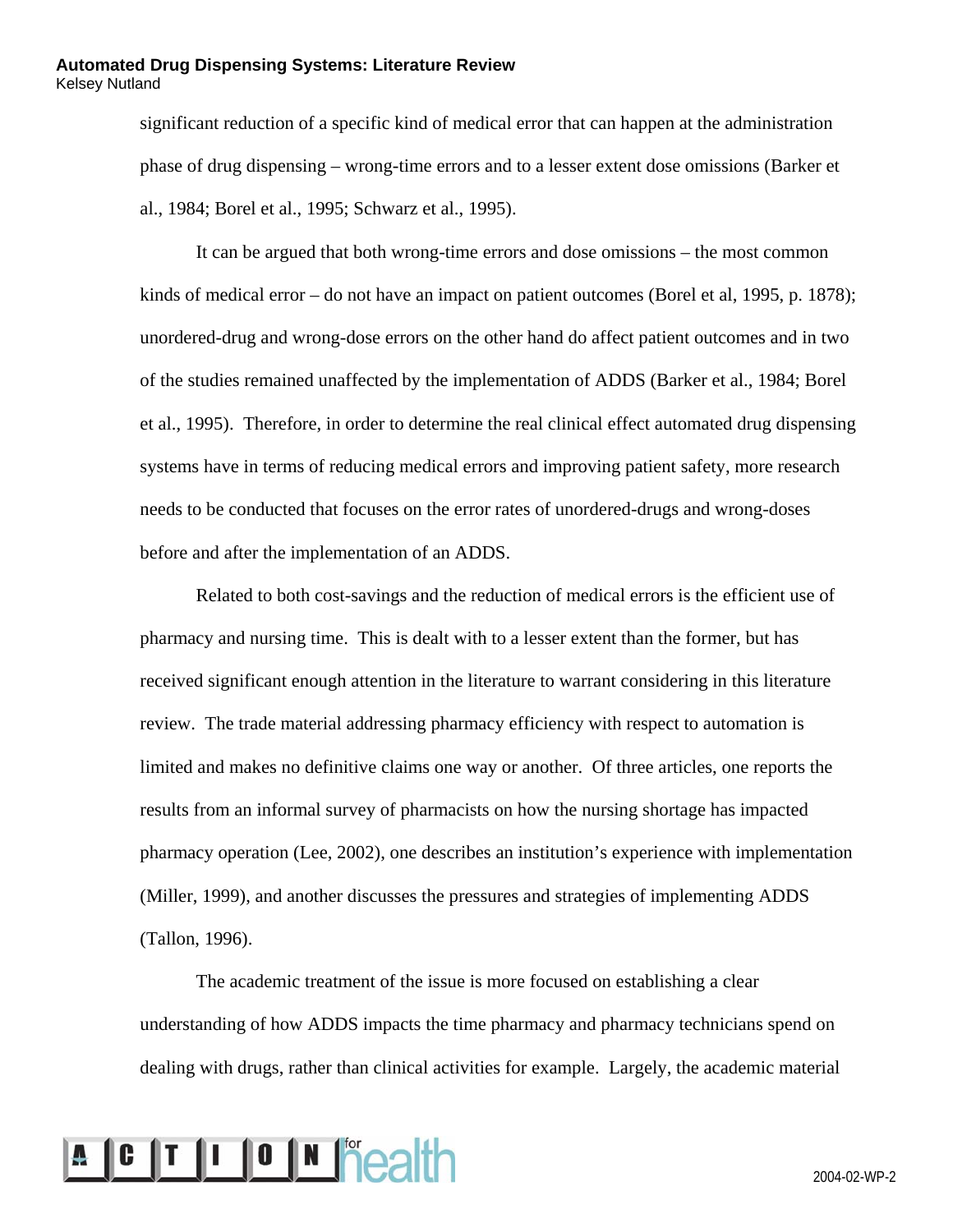significant reduction of a specific kind of medical error that can happen at the administration phase of drug dispensing – wrong-time errors and to a lesser extent dose omissions (Barker et al., 1984; Borel et al., 1995; Schwarz et al., 1995).

It can be argued that both wrong-time errors and dose omissions – the most common kinds of medical error – do not have an impact on patient outcomes (Borel et al, 1995, p. 1878); unordered-drug and wrong-dose errors on the other hand do affect patient outcomes and in two of the studies remained unaffected by the implementation of ADDS (Barker et al., 1984; Borel et al., 1995). Therefore, in order to determine the real clinical effect automated drug dispensing systems have in terms of reducing medical errors and improving patient safety, more research needs to be conducted that focuses on the error rates of unordered-drugs and wrong-doses before and after the implementation of an ADDS.

Related to both cost-savings and the reduction of medical errors is the efficient use of pharmacy and nursing time. This is dealt with to a lesser extent than the former, but has received significant enough attention in the literature to warrant considering in this literature review. The trade material addressing pharmacy efficiency with respect to automation is limited and makes no definitive claims one way or another. Of three articles, one reports the results from an informal survey of pharmacists on how the nursing shortage has impacted pharmacy operation (Lee, 2002), one describes an institution's experience with implementation (Miller, 1999), and another discusses the pressures and strategies of implementing ADDS (Tallon, 1996).

The academic treatment of the issue is more focused on establishing a clear understanding of how ADDS impacts the time pharmacy and pharmacy technicians spend on dealing with drugs, rather than clinical activities for example. Largely, the academic material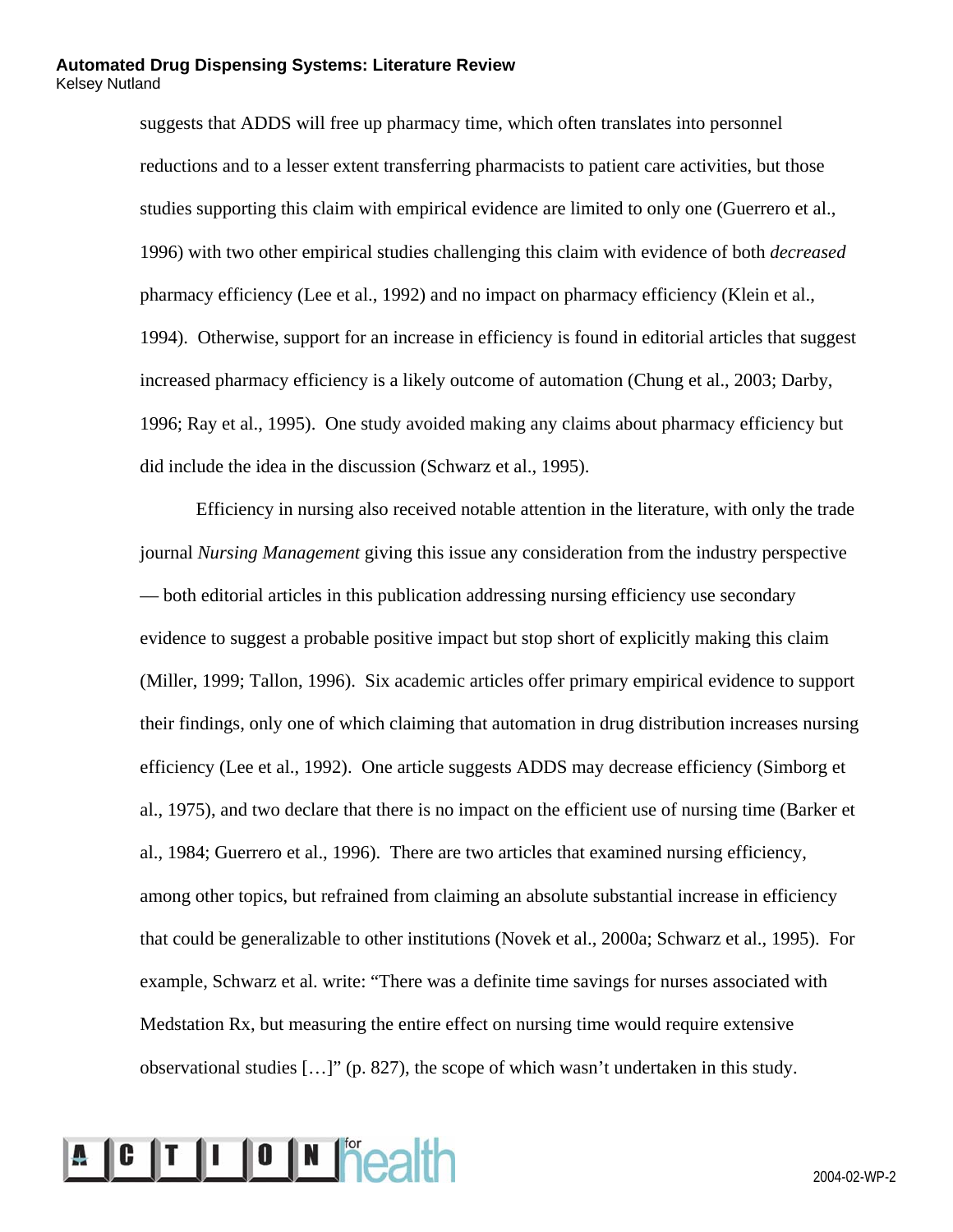suggests that ADDS will free up pharmacy time, which often translates into personnel reductions and to a lesser extent transferring pharmacists to patient care activities, but those studies supporting this claim with empirical evidence are limited to only one (Guerrero et al., 1996) with two other empirical studies challenging this claim with evidence of both *decreased* pharmacy efficiency (Lee et al., 1992) and no impact on pharmacy efficiency (Klein et al., 1994). Otherwise, support for an increase in efficiency is found in editorial articles that suggest increased pharmacy efficiency is a likely outcome of automation (Chung et al., 2003; Darby, 1996; Ray et al., 1995). One study avoided making any claims about pharmacy efficiency but did include the idea in the discussion (Schwarz et al., 1995).

Efficiency in nursing also received notable attention in the literature, with only the trade journal *Nursing Management* giving this issue any consideration from the industry perspective — both editorial articles in this publication addressing nursing efficiency use secondary evidence to suggest a probable positive impact but stop short of explicitly making this claim (Miller, 1999; Tallon, 1996). Six academic articles offer primary empirical evidence to support their findings, only one of which claiming that automation in drug distribution increases nursing efficiency (Lee et al., 1992). One article suggests ADDS may decrease efficiency (Simborg et al., 1975), and two declare that there is no impact on the efficient use of nursing time (Barker et al., 1984; Guerrero et al., 1996). There are two articles that examined nursing efficiency, among other topics, but refrained from claiming an absolute substantial increase in efficiency that could be generalizable to other institutions (Novek et al., 2000a; Schwarz et al., 1995). For example, Schwarz et al. write: "There was a definite time savings for nurses associated with Medstation Rx, but measuring the entire effect on nursing time would require extensive observational studies […]" (p. 827), the scope of which wasn't undertaken in this study.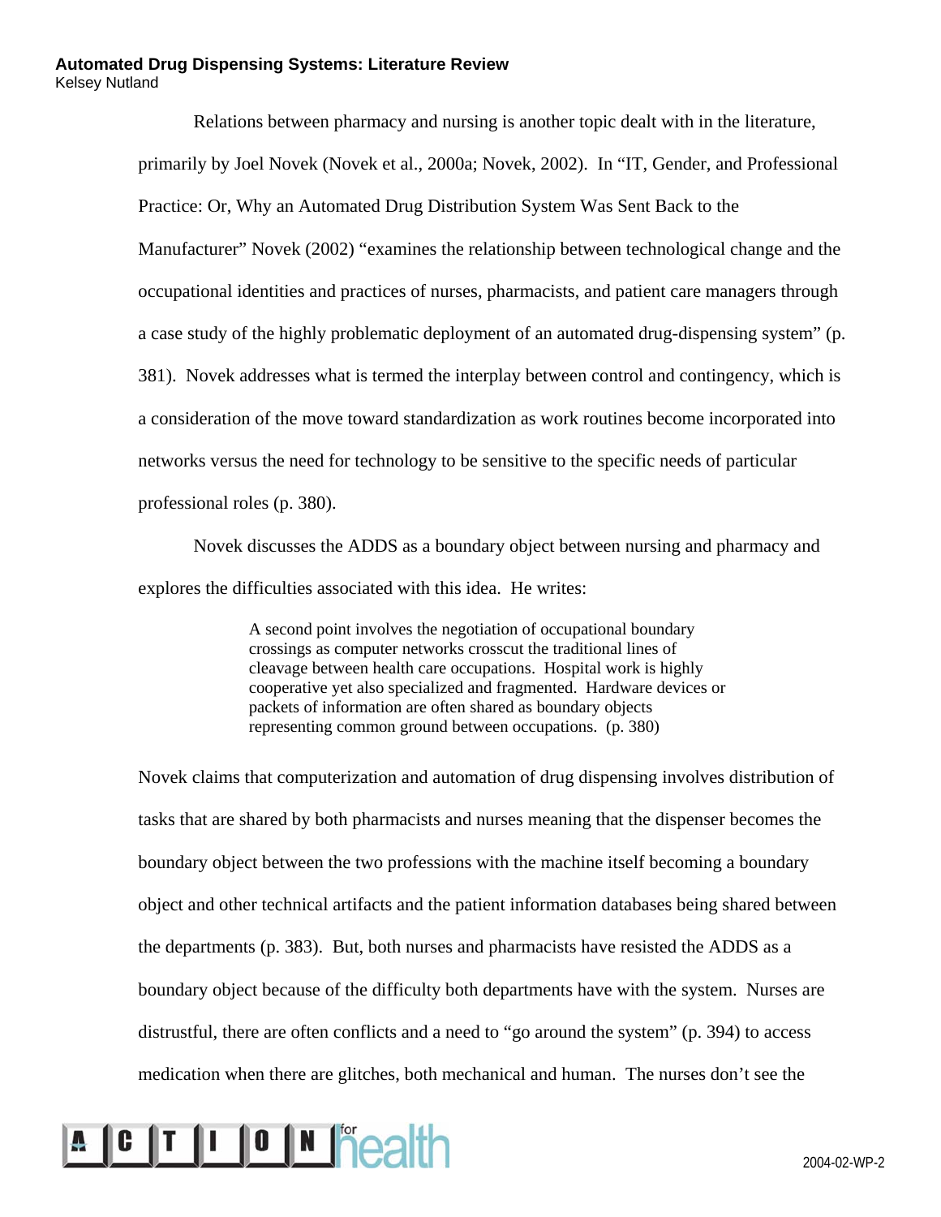Relations between pharmacy and nursing is another topic dealt with in the literature, primarily by Joel Novek (Novek et al., 2000a; Novek, 2002). In "IT, Gender, and Professional Practice: Or, Why an Automated Drug Distribution System Was Sent Back to the Manufacturer" Novek (2002) "examines the relationship between technological change and the occupational identities and practices of nurses, pharmacists, and patient care managers through a case study of the highly problematic deployment of an automated drug-dispensing system" (p. 381). Novek addresses what is termed the interplay between control and contingency, which is a consideration of the move toward standardization as work routines become incorporated into networks versus the need for technology to be sensitive to the specific needs of particular professional roles (p. 380).

Novek discusses the ADDS as a boundary object between nursing and pharmacy and explores the difficulties associated with this idea. He writes:

> A second point involves the negotiation of occupational boundary crossings as computer networks crosscut the traditional lines of cleavage between health care occupations. Hospital work is highly cooperative yet also specialized and fragmented. Hardware devices or packets of information are often shared as boundary objects representing common ground between occupations. (p. 380)

Novek claims that computerization and automation of drug dispensing involves distribution of tasks that are shared by both pharmacists and nurses meaning that the dispenser becomes the boundary object between the two professions with the machine itself becoming a boundary object and other technical artifacts and the patient information databases being shared between the departments (p. 383). But, both nurses and pharmacists have resisted the ADDS as a boundary object because of the difficulty both departments have with the system. Nurses are distrustful, there are often conflicts and a need to "go around the system" (p. 394) to access medication when there are glitches, both mechanical and human. The nurses don't see the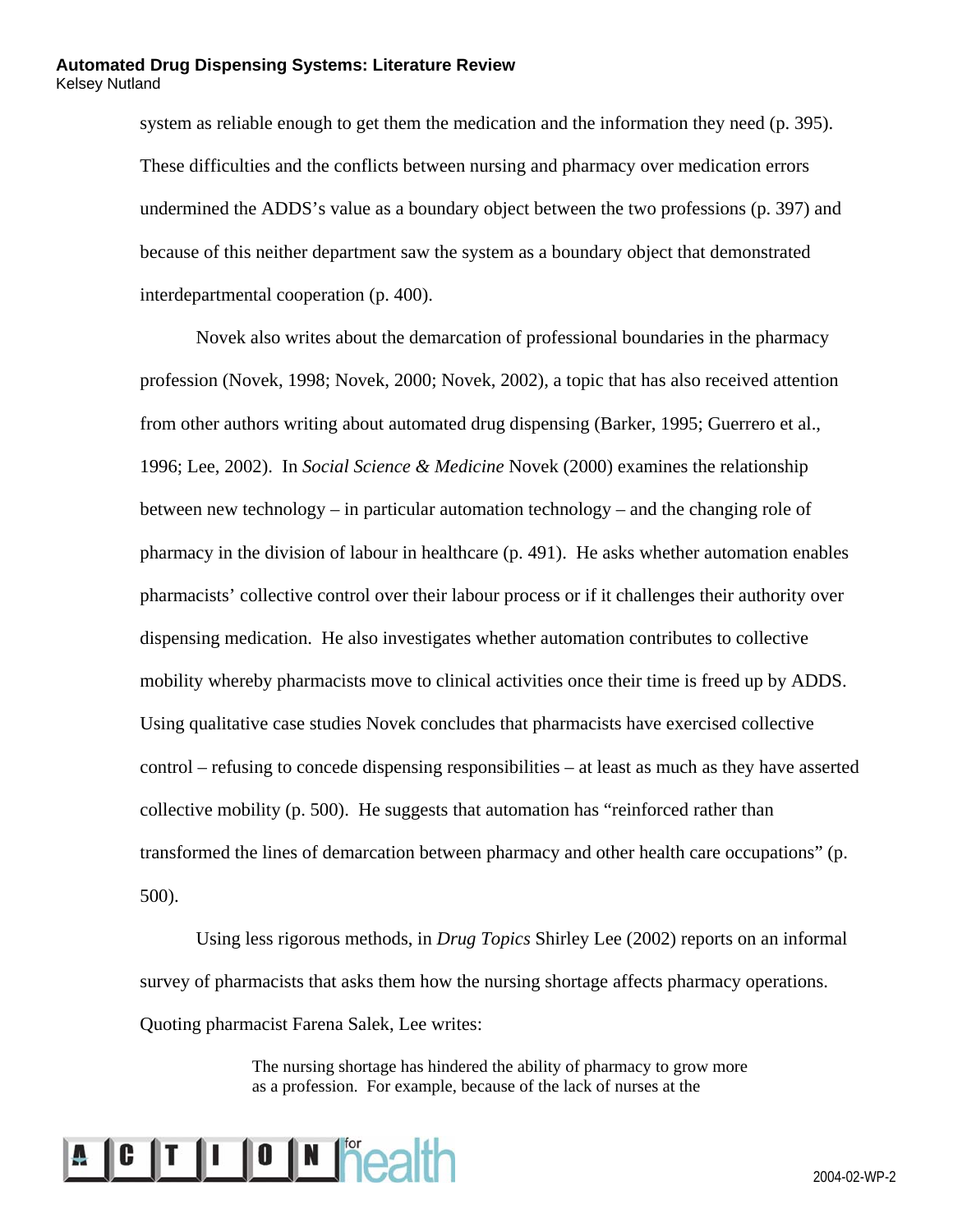system as reliable enough to get them the medication and the information they need (p. 395). These difficulties and the conflicts between nursing and pharmacy over medication errors undermined the ADDS's value as a boundary object between the two professions (p. 397) and because of this neither department saw the system as a boundary object that demonstrated interdepartmental cooperation (p. 400).

Novek also writes about the demarcation of professional boundaries in the pharmacy profession (Novek, 1998; Novek, 2000; Novek, 2002), a topic that has also received attention from other authors writing about automated drug dispensing (Barker, 1995; Guerrero et al., 1996; Lee, 2002). In *Social Science & Medicine* Novek (2000) examines the relationship between new technology – in particular automation technology – and the changing role of pharmacy in the division of labour in healthcare (p. 491). He asks whether automation enables pharmacists' collective control over their labour process or if it challenges their authority over dispensing medication. He also investigates whether automation contributes to collective mobility whereby pharmacists move to clinical activities once their time is freed up by ADDS. Using qualitative case studies Novek concludes that pharmacists have exercised collective control – refusing to concede dispensing responsibilities – at least as much as they have asserted collective mobility (p. 500). He suggests that automation has "reinforced rather than transformed the lines of demarcation between pharmacy and other health care occupations" (p. 500).

Using less rigorous methods, in *Drug Topics* Shirley Lee (2002) reports on an informal survey of pharmacists that asks them how the nursing shortage affects pharmacy operations. Quoting pharmacist Farena Salek, Lee writes:

> The nursing shortage has hindered the ability of pharmacy to grow more as a profession. For example, because of the lack of nurses at the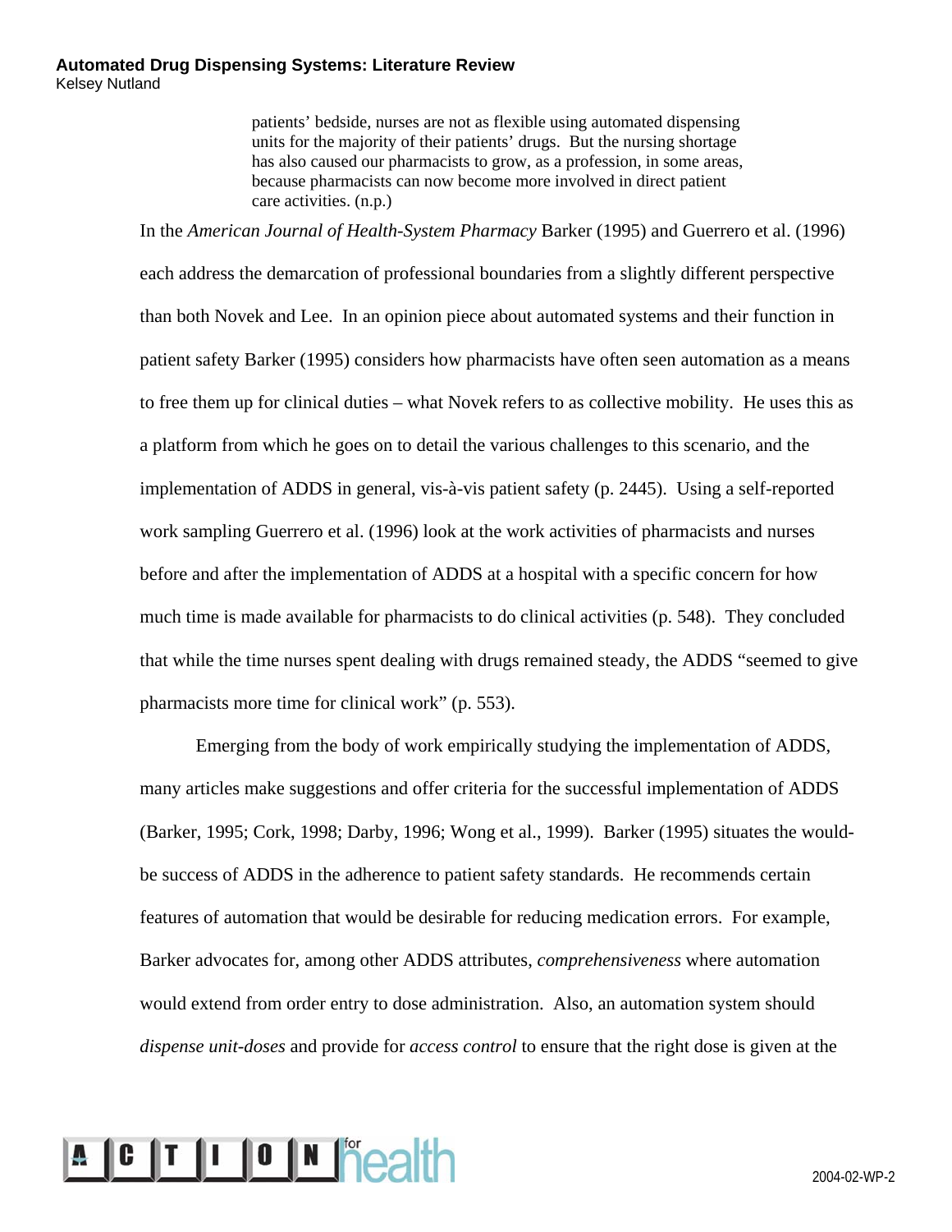> patients' bedside, nurses are not as flexible using automated dispensing units for the majority of their patients' drugs. But the nursing shortage has also caused our pharmacists to grow, as a profession, in some areas, because pharmacists can now become more involved in direct patient care activities. (n.p.)

In the *American Journal of Health-System Pharmacy* Barker (1995) and Guerrero et al. (1996) each address the demarcation of professional boundaries from a slightly different perspective than both Novek and Lee. In an opinion piece about automated systems and their function in patient safety Barker (1995) considers how pharmacists have often seen automation as a means to free them up for clinical duties – what Novek refers to as collective mobility. He uses this as a platform from which he goes on to detail the various challenges to this scenario, and the implementation of ADDS in general, vis-à-vis patient safety (p. 2445). Using a self-reported work sampling Guerrero et al. (1996) look at the work activities of pharmacists and nurses before and after the implementation of ADDS at a hospital with a specific concern for how much time is made available for pharmacists to do clinical activities (p. 548). They concluded that while the time nurses spent dealing with drugs remained steady, the ADDS "seemed to give pharmacists more time for clinical work" (p. 553).

Emerging from the body of work empirically studying the implementation of ADDS, many articles make suggestions and offer criteria for the successful implementation of ADDS (Barker, 1995; Cork, 1998; Darby, 1996; Wong et al., 1999). Barker (1995) situates the would-be success of ADDS in the adherence to patient safety standards. He recommends certain features of automation that would be desirable for reducing medication errors. For example, Barker advocates for, among other ADDS attributes, *comprehensiveness* where automation would extend from order entry to dose administration. Also, an automation system should *dispense unit-doses* and provide for *access control* to ensure that the right dose is given at the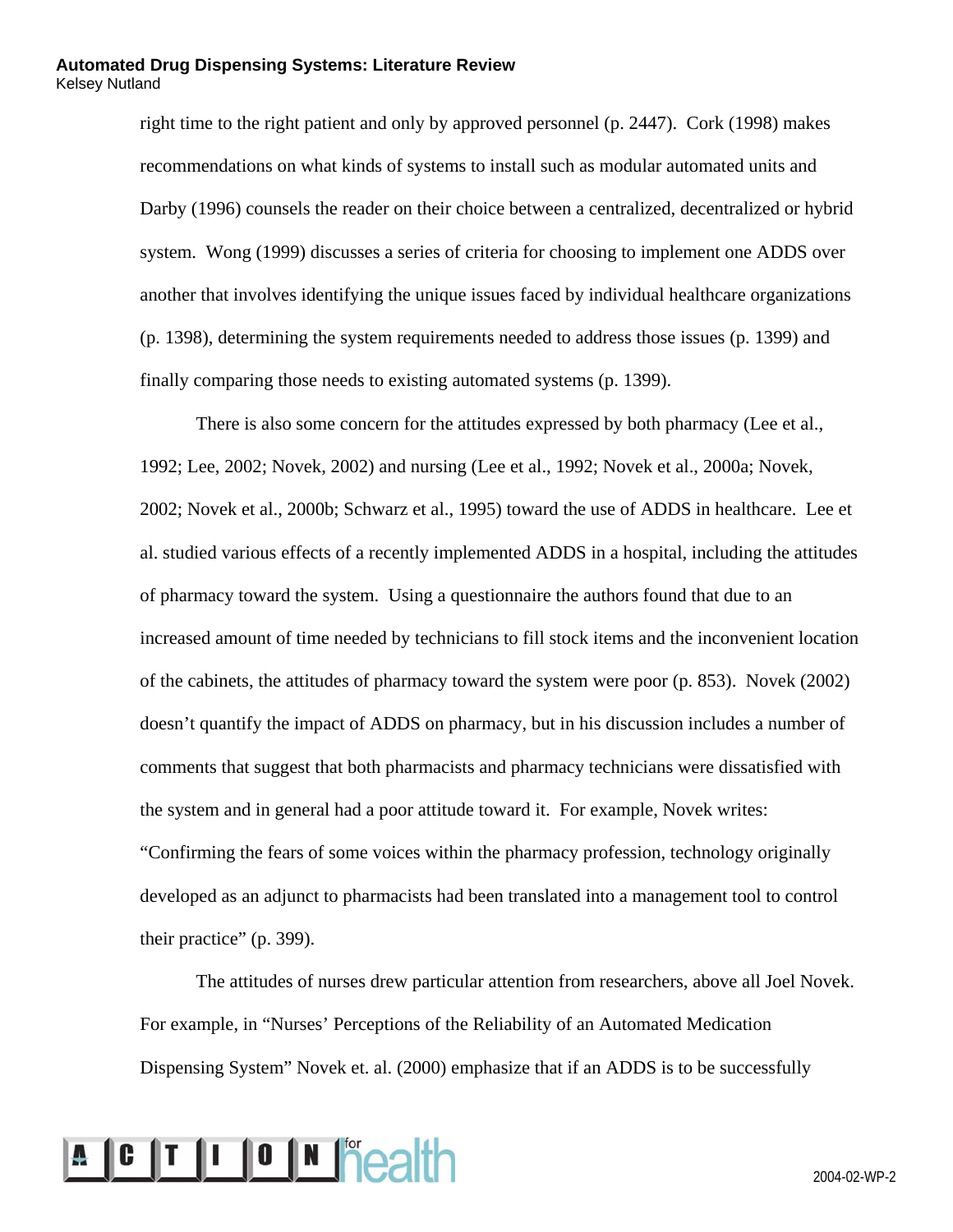right time to the right patient and only by approved personnel (p. 2447). Cork (1998) makes recommendations on what kinds of systems to install such as modular automated units and Darby (1996) counsels the reader on their choice between a centralized, decentralized or hybrid system. Wong (1999) discusses a series of criteria for choosing to implement one ADDS over another that involves identifying the unique issues faced by individual healthcare organizations (p. 1398), determining the system requirements needed to address those issues (p. 1399) and finally comparing those needs to existing automated systems (p. 1399).

There is also some concern for the attitudes expressed by both pharmacy (Lee et al., 1992; Lee, 2002; Novek, 2002) and nursing (Lee et al., 1992; Novek et al., 2000a; Novek, 2002; Novek et al., 2000b; Schwarz et al., 1995) toward the use of ADDS in healthcare. Lee et al. studied various effects of a recently implemented ADDS in a hospital, including the attitudes of pharmacy toward the system. Using a questionnaire the authors found that due to an increased amount of time needed by technicians to fill stock items and the inconvenient location of the cabinets, the attitudes of pharmacy toward the system were poor (p. 853). Novek (2002) doesn't quantify the impact of ADDS on pharmacy, but in his discussion includes a number of comments that suggest that both pharmacists and pharmacy technicians were dissatisfied with the system and in general had a poor attitude toward it. For example, Novek writes: "Confirming the fears of some voices within the pharmacy profession, technology originally developed as an adjunct to pharmacists had been translated into a management tool to control their practice" (p. 399).

The attitudes of nurses drew particular attention from researchers, above all Joel Novek. For example, in "Nurses' Perceptions of the Reliability of an Automated Medication Dispensing System" Novek et. al. (2000) emphasize that if an ADDS is to be successfully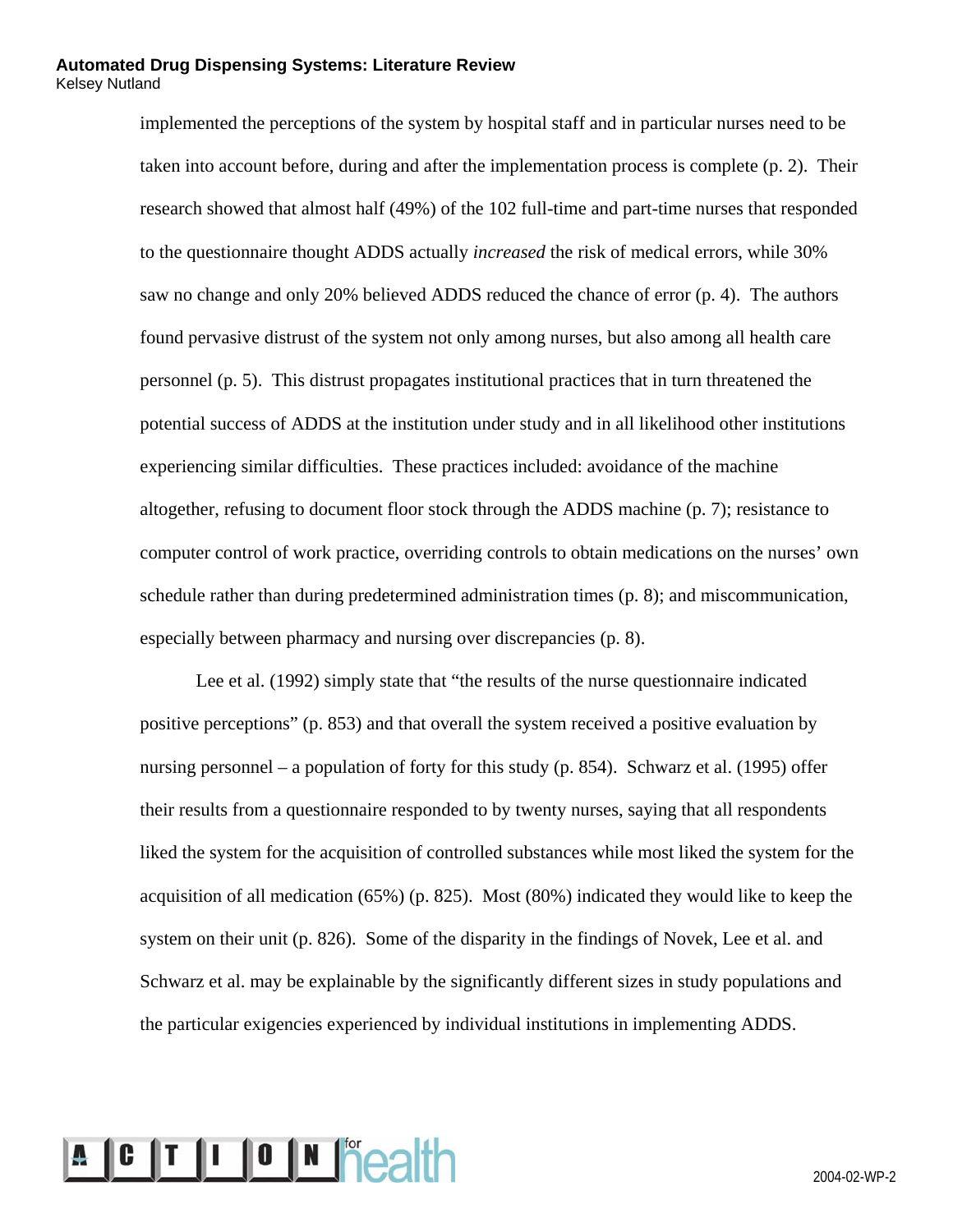implemented the perceptions of the system by hospital staff and in particular nurses need to be taken into account before, during and after the implementation process is complete (p. 2). Their research showed that almost half (49%) of the 102 full-time and part-time nurses that responded to the questionnaire thought ADDS actually *increased* the risk of medical errors, while 30% saw no change and only 20% believed ADDS reduced the chance of error (p. 4). The authors found pervasive distrust of the system not only among nurses, but also among all health care personnel (p. 5). This distrust propagates institutional practices that in turn threatened the potential success of ADDS at the institution under study and in all likelihood other institutions experiencing similar difficulties. These practices included: avoidance of the machine altogether, refusing to document floor stock through the ADDS machine (p. 7); resistance to computer control of work practice, overriding controls to obtain medications on the nurses' own schedule rather than during predetermined administration times (p. 8); and miscommunication, especially between pharmacy and nursing over discrepancies (p. 8).

Lee et al. (1992) simply state that "the results of the nurse questionnaire indicated positive perceptions" (p. 853) and that overall the system received a positive evaluation by nursing personnel – a population of forty for this study (p. 854). Schwarz et al. (1995) offer their results from a questionnaire responded to by twenty nurses, saying that all respondents liked the system for the acquisition of controlled substances while most liked the system for the acquisition of all medication (65%) (p. 825). Most (80%) indicated they would like to keep the system on their unit (p. 826). Some of the disparity in the findings of Novek, Lee et al. and Schwarz et al. may be explainable by the significantly different sizes in study populations and the particular exigencies experienced by individual institutions in implementing ADDS.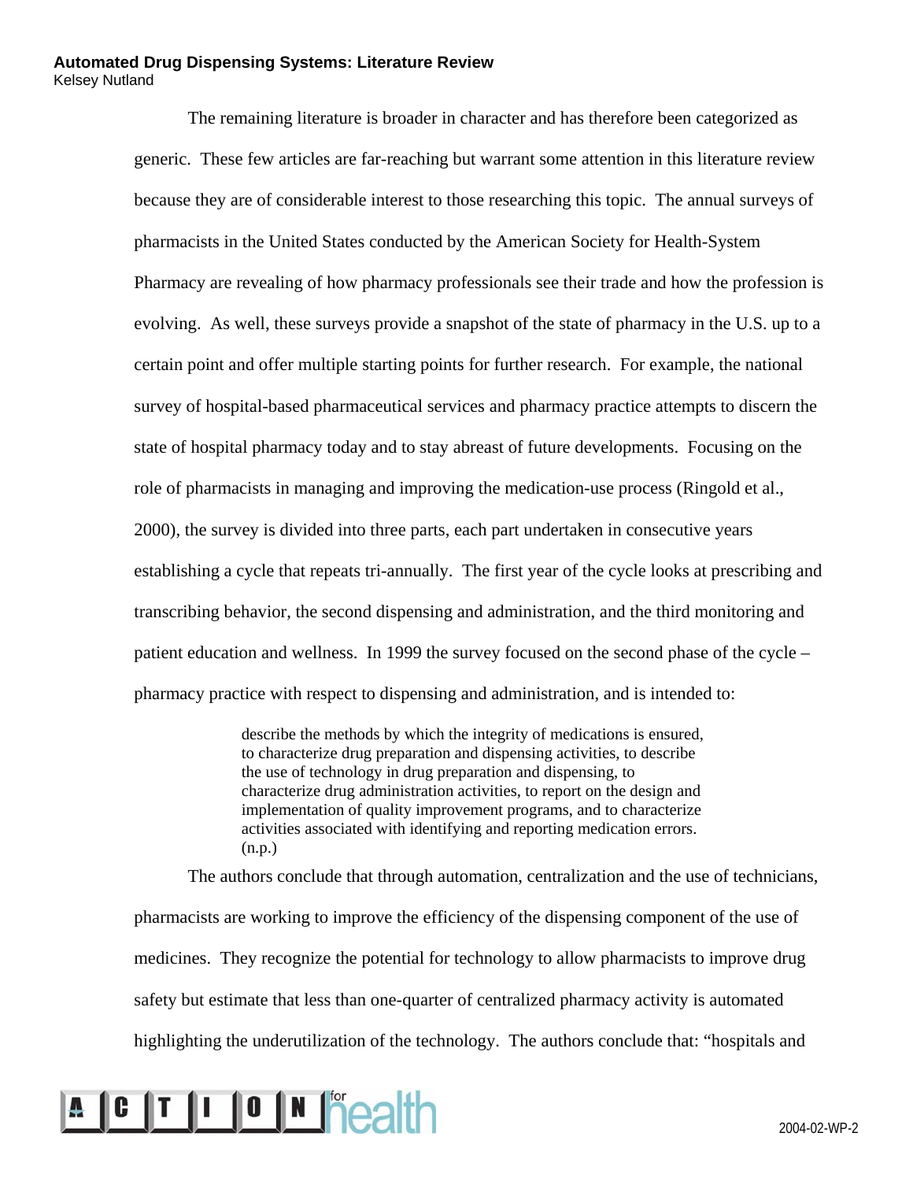The remaining literature is broader in character and has therefore been categorized as generic. These few articles are far-reaching but warrant some attention in this literature review because they are of considerable interest to those researching this topic. The annual surveys of pharmacists in the United States conducted by the American Society for Health-System Pharmacy are revealing of how pharmacy professionals see their trade and how the profession is evolving. As well, these surveys provide a snapshot of the state of pharmacy in the U.S. up to a certain point and offer multiple starting points for further research. For example, the national survey of hospital-based pharmaceutical services and pharmacy practice attempts to discern the state of hospital pharmacy today and to stay abreast of future developments. Focusing on the role of pharmacists in managing and improving the medication-use process (Ringold et al., 2000), the survey is divided into three parts, each part undertaken in consecutive years establishing a cycle that repeats tri-annually. The first year of the cycle looks at prescribing and transcribing behavior, the second dispensing and administration, and the third monitoring and patient education and wellness. In 1999 the survey focused on the second phase of the cycle – pharmacy practice with respect to dispensing and administration, and is intended to:

> describe the methods by which the integrity of medications is ensured, to characterize drug preparation and dispensing activities, to describe the use of technology in drug preparation and dispensing, to characterize drug administration activities, to report on the design and implementation of quality improvement programs, and to characterize activities associated with identifying and reporting medication errors. (n.p.)

The authors conclude that through automation, centralization and the use of technicians, pharmacists are working to improve the efficiency of the dispensing component of the use of medicines. They recognize the potential for technology to allow pharmacists to improve drug safety but estimate that less than one-quarter of centralized pharmacy activity is automated highlighting the underutilization of the technology. The authors conclude that: "hospitals and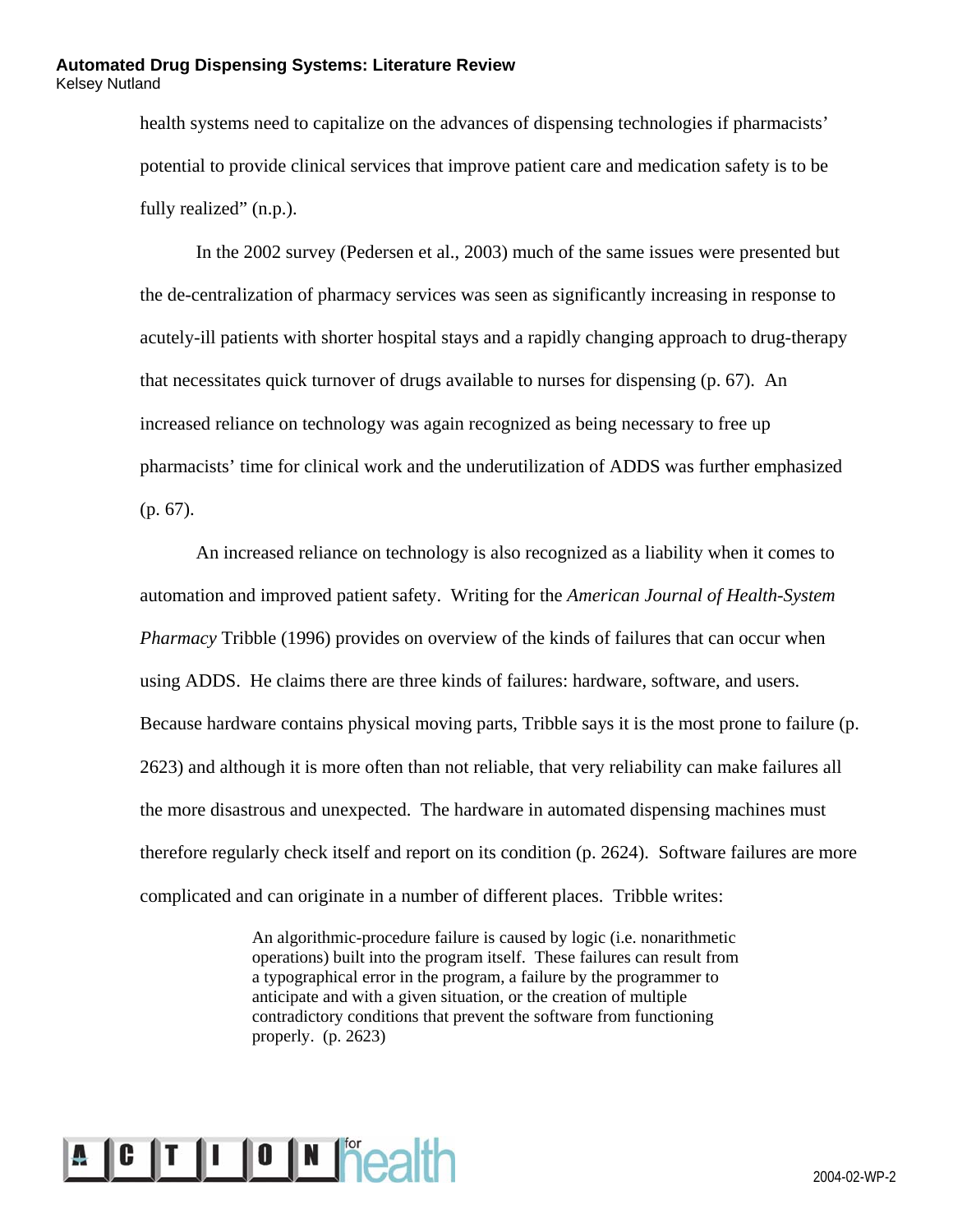health systems need to capitalize on the advances of dispensing technologies if pharmacists' potential to provide clinical services that improve patient care and medication safety is to be fully realized" (n.p.).

In the 2002 survey (Pedersen et al., 2003) much of the same issues were presented but the de-centralization of pharmacy services was seen as significantly increasing in response to acutely-ill patients with shorter hospital stays and a rapidly changing approach to drug-therapy that necessitates quick turnover of drugs available to nurses for dispensing (p. 67). An increased reliance on technology was again recognized as being necessary to free up pharmacists' time for clinical work and the underutilization of ADDS was further emphasized (p. 67).

An increased reliance on technology is also recognized as a liability when it comes to automation and improved patient safety. Writing for the *American Journal of Health-System Pharmacy* Tribble (1996) provides on overview of the kinds of failures that can occur when using ADDS. He claims there are three kinds of failures: hardware, software, and users. Because hardware contains physical moving parts, Tribble says it is the most prone to failure (p. 2623) and although it is more often than not reliable, that very reliability can make failures all the more disastrous and unexpected. The hardware in automated dispensing machines must therefore regularly check itself and report on its condition (p. 2624). Software failures are more complicated and can originate in a number of different places. Tribble writes:

> An algorithmic-procedure failure is caused by logic (i.e. nonarithmetic operations) built into the program itself. These failures can result from a typographical error in the program, a failure by the programmer to anticipate and with a given situation, or the creation of multiple contradictory conditions that prevent the software from functioning properly. (p. 2623)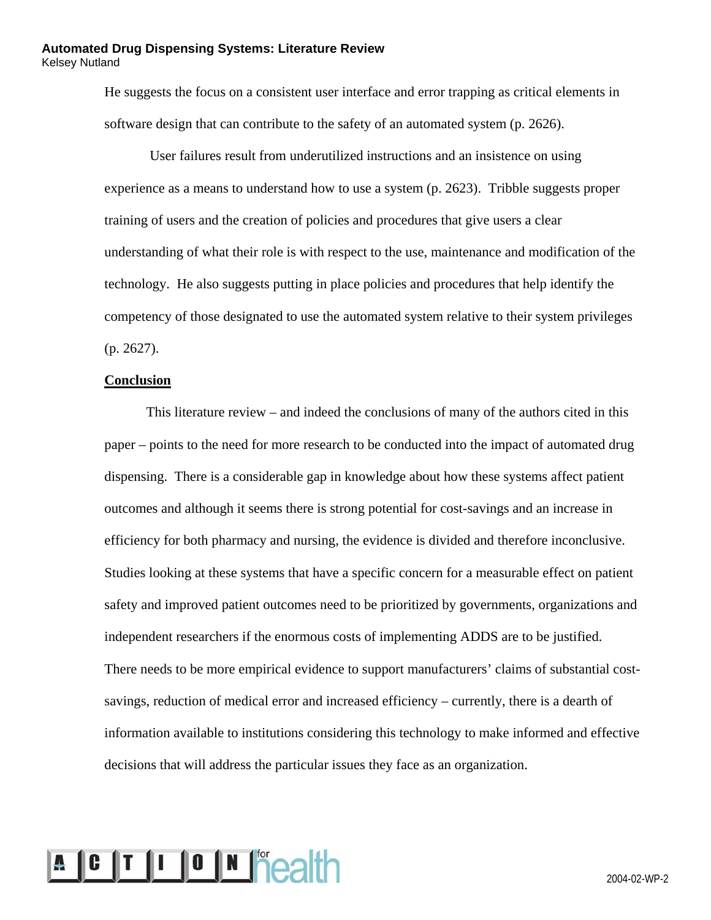He suggests the focus on a consistent user interface and error trapping as critical elements in software design that can contribute to the safety of an automated system (p. 2626).

User failures result from underutilized instructions and an insistence on using experience as a means to understand how to use a system (p. 2623). Tribble suggests proper training of users and the creation of policies and procedures that give users a clear understanding of what their role is with respect to the use, maintenance and modification of the technology. He also suggests putting in place policies and procedures that help identify the competency of those designated to use the automated system relative to their system privileges (p. 2627).

## **Conclusion**

This literature review – and indeed the conclusions of many of the authors cited in this paper – points to the need for more research to be conducted into the impact of automated drug dispensing. There is a considerable gap in knowledge about how these systems affect patient outcomes and although it seems there is strong potential for cost-savings and an increase in efficiency for both pharmacy and nursing, the evidence is divided and therefore inconclusive. Studies looking at these systems that have a specific concern for a measurable effect on patient safety and improved patient outcomes need to be prioritized by governments, organizations and independent researchers if the enormous costs of implementing ADDS are to be justified. There needs to be more empirical evidence to support manufacturers' claims of substantial cost-savings, reduction of medical error and increased efficiency – currently, there is a dearth of information available to institutions considering this technology to make informed and effective decisions that will address the particular issues they face as an organization.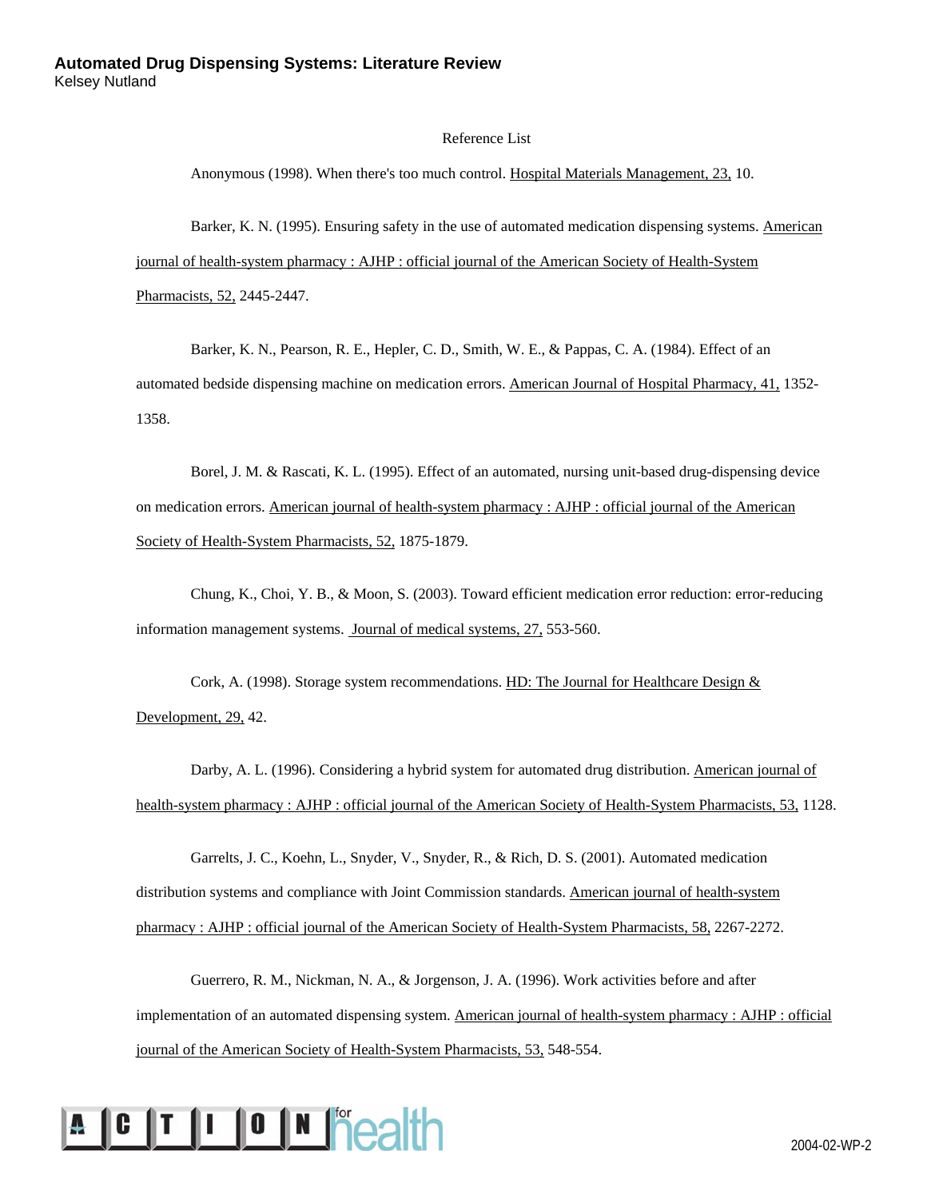Reference List

Anonymous (1998). When there's too much control. Hospital Materials Management, 23, 10.

Barker, K. N. (1995). Ensuring safety in the use of automated medication dispensing systems. American journal of health-system pharmacy : AJHP : official journal of the American Society of Health-System Pharmacists, 52, 2445-2447.

Barker, K. N., Pearson, R. E., Hepler, C. D., Smith, W. E., & Pappas, C. A. (1984). Effect of an automated bedside dispensing machine on medication errors. American Journal of Hospital Pharmacy, 41, 1352-1358.

Borel, J. M. & Rascati, K. L. (1995). Effect of an automated, nursing unit-based drug-dispensing device on medication errors. American journal of health-system pharmacy : AJHP : official journal of the American Society of Health-System Pharmacists, 52, 1875-1879.

Chung, K., Choi, Y. B., & Moon, S. (2003). Toward efficient medication error reduction: error-reducing information management systems. Journal of medical systems, 27, 553-560.

Cork, A. (1998). Storage system recommendations. HD: The Journal for Healthcare Design & Development, 29, 42.

Darby, A. L. (1996). Considering a hybrid system for automated drug distribution. American journal of health-system pharmacy : AJHP : official journal of the American Society of Health-System Pharmacists, 53, 1128.

Garrelts, J. C., Koehn, L., Snyder, V., Snyder, R., & Rich, D. S. (2001). Automated medication distribution systems and compliance with Joint Commission standards. American journal of health-system pharmacy : AJHP : official journal of the American Society of Health-System Pharmacists, 58, 2267-2272.

Guerrero, R. M., Nickman, N. A., & Jorgenson, J. A. (1996). Work activities before and after implementation of an automated dispensing system. American journal of health-system pharmacy : AJHP : official journal of the American Society of Health-System Pharmacists, 53, 548-554.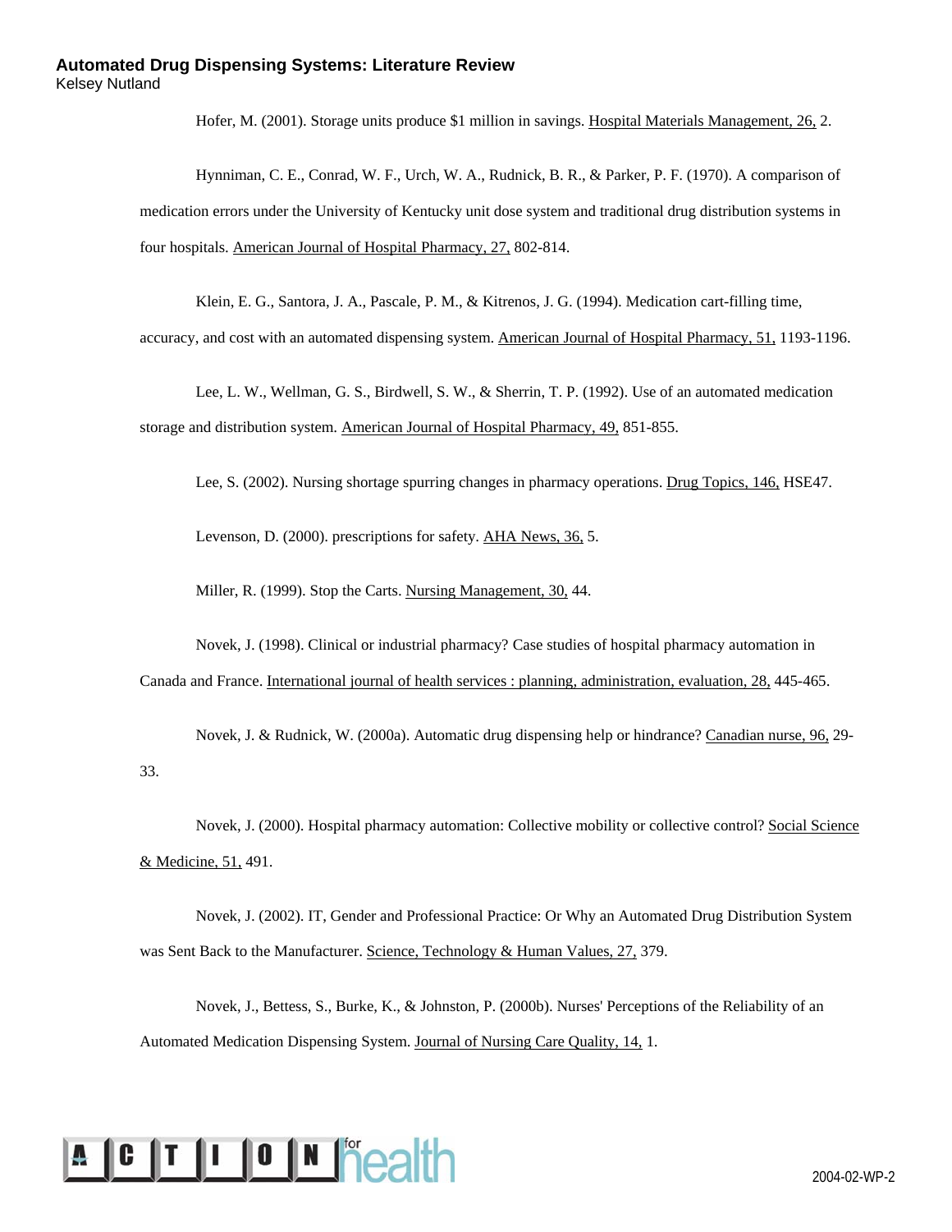Hofer, M. (2001). Storage units produce $1 million in savings. Hospital Materials Management, 26, 2.

Hynniman, C. E., Conrad, W. F., Urch, W. A., Rudnick, B. R., & Parker, P. F. (1970). A comparison of medication errors under the University of Kentucky unit dose system and traditional drug distribution systems in four hospitals. American Journal of Hospital Pharmacy, 27, 802-814.

Klein, E. G., Santora, J. A., Pascale, P. M., & Kitrenos, J. G. (1994). Medication cart-filling time, accuracy, and cost with an automated dispensing system. American Journal of Hospital Pharmacy, 51, 1193-1196.

Lee, L. W., Wellman, G. S., Birdwell, S. W., & Sherrin, T. P. (1992). Use of an automated medication storage and distribution system. American Journal of Hospital Pharmacy, 49, 851-855.

Lee, S. (2002). Nursing shortage spurring changes in pharmacy operations. Drug Topics, 146, HSE47.

Levenson, D. (2000). prescriptions for safety. AHA News, 36, 5.

Miller, R. (1999). Stop the Carts. Nursing Management, 30, 44.

Novek, J. (1998). Clinical or industrial pharmacy? Case studies of hospital pharmacy automation in Canada and France. International journal of health services : planning, administration, evaluation, 28, 445-465.

Novek, J. & Rudnick, W. (2000a). Automatic drug dispensing help or hindrance? Canadian nurse, 96, 29-33.

Novek, J. (2000). Hospital pharmacy automation: Collective mobility or collective control? Social Science & Medicine, 51, 491.

Novek, J. (2002). IT, Gender and Professional Practice: Or Why an Automated Drug Distribution System was Sent Back to the Manufacturer. Science, Technology & Human Values, 27, 379.

Novek, J., Bettess, S., Burke, K., & Johnston, P. (2000b). Nurses' Perceptions of the Reliability of an Automated Medication Dispensing System. Journal of Nursing Care Quality, 14, 1.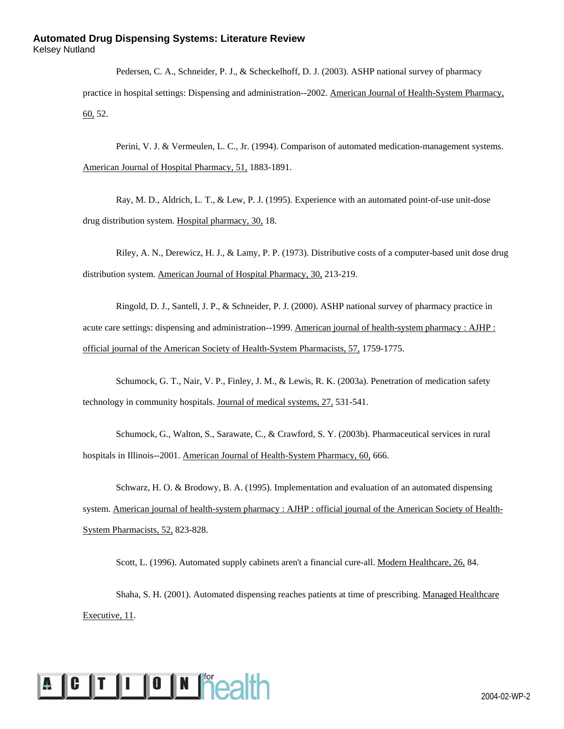Pedersen, C. A., Schneider, P. J., & Scheckelhoff, D. J. (2003). ASHP national survey of pharmacy practice in hospital settings: Dispensing and administration--2002. American Journal of Health-System Pharmacy, 60, 52.

Perini, V. J. & Vermeulen, L. C., Jr. (1994). Comparison of automated medication-management systems. American Journal of Hospital Pharmacy, 51, 1883-1891.

Ray, M. D., Aldrich, L. T., & Lew, P. J. (1995). Experience with an automated point-of-use unit-dose drug distribution system. Hospital pharmacy, 30, 18.

Riley, A. N., Derewicz, H. J., & Lamy, P. P. (1973). Distributive costs of a computer-based unit dose drug distribution system. American Journal of Hospital Pharmacy, 30, 213-219.

Ringold, D. J., Santell, J. P., & Schneider, P. J. (2000). ASHP national survey of pharmacy practice in acute care settings: dispensing and administration--1999. American journal of health-system pharmacy : AJHP : official journal of the American Society of Health-System Pharmacists, 57, 1759-1775.

Schumock, G. T., Nair, V. P., Finley, J. M., & Lewis, R. K. (2003a). Penetration of medication safety technology in community hospitals. Journal of medical systems, 27, 531-541.

Schumock, G., Walton, S., Sarawate, C., & Crawford, S. Y. (2003b). Pharmaceutical services in rural hospitals in Illinois--2001. American Journal of Health-System Pharmacy, 60, 666.

Schwarz, H. O. & Brodowy, B. A. (1995). Implementation and evaluation of an automated dispensing system. American journal of health-system pharmacy : AJHP : official journal of the American Society of Health-System Pharmacists, 52, 823-828.

Scott, L. (1996). Automated supply cabinets aren't a financial cure-all. Modern Healthcare, 26, 84.

Shaha, S. H. (2001). Automated dispensing reaches patients at time of prescribing. Managed Healthcare Executive, 11.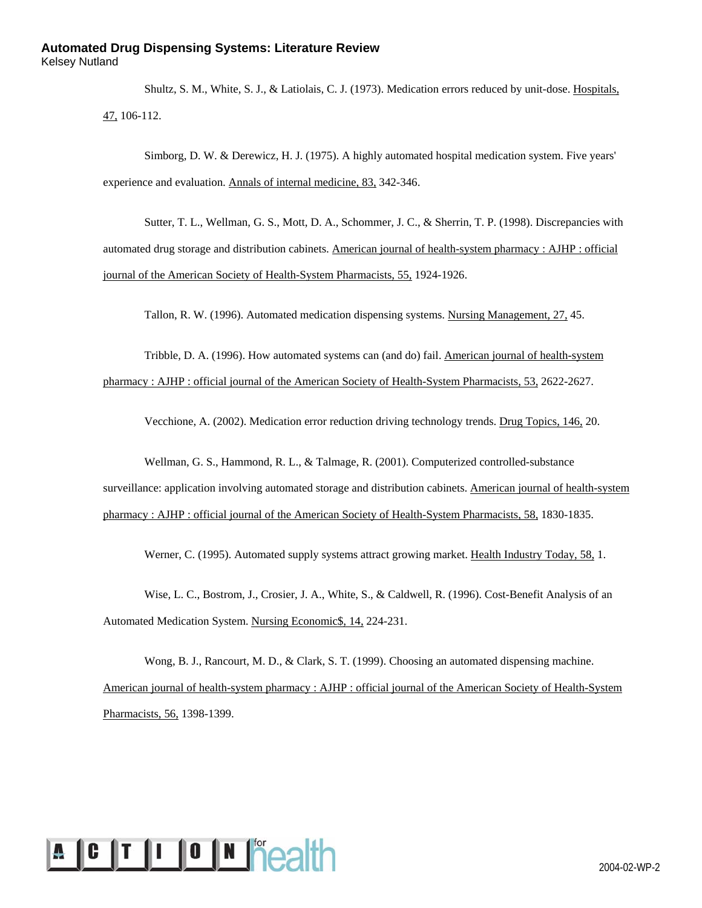Shultz, S. M., White, S. J., & Latiolais, C. J. (1973). Medication errors reduced by unit-dose. Hospitals, 47, 106-112.

Simborg, D. W. & Derewicz, H. J. (1975). A highly automated hospital medication system. Five years' experience and evaluation. Annals of internal medicine, 83, 342-346.

Sutter, T. L., Wellman, G. S., Mott, D. A., Schommer, J. C., & Sherrin, T. P. (1998). Discrepancies with automated drug storage and distribution cabinets. American journal of health-system pharmacy : AJHP : official journal of the American Society of Health-System Pharmacists, 55, 1924-1926.

Tallon, R. W. (1996). Automated medication dispensing systems. Nursing Management, 27, 45.

Tribble, D. A. (1996). How automated systems can (and do) fail. American journal of health-system pharmacy : AJHP : official journal of the American Society of Health-System Pharmacists, 53, 2622-2627.

Vecchione, A. (2002). Medication error reduction driving technology trends. Drug Topics, 146, 20.

Wellman, G. S., Hammond, R. L., & Talmage, R. (2001). Computerized controlled-substance surveillance: application involving automated storage and distribution cabinets. American journal of health-system pharmacy : AJHP : official journal of the American Society of Health-System Pharmacists, 58, 1830-1835.

Werner, C. (1995). Automated supply systems attract growing market. Health Industry Today, 58, 1.

Wise, L. C., Bostrom, J., Crosier, J. A., White, S., & Caldwell, R. (1996). Cost-Benefit Analysis of an Automated Medication System. Nursing Economic$, 14, 224-231.

Wong, B. J., Rancourt, M. D., & Clark, S. T. (1999). Choosing an automated dispensing machine. American journal of health-system pharmacy : AJHP : official journal of the American Society of Health-System Pharmacists, 56, 1398-1399.